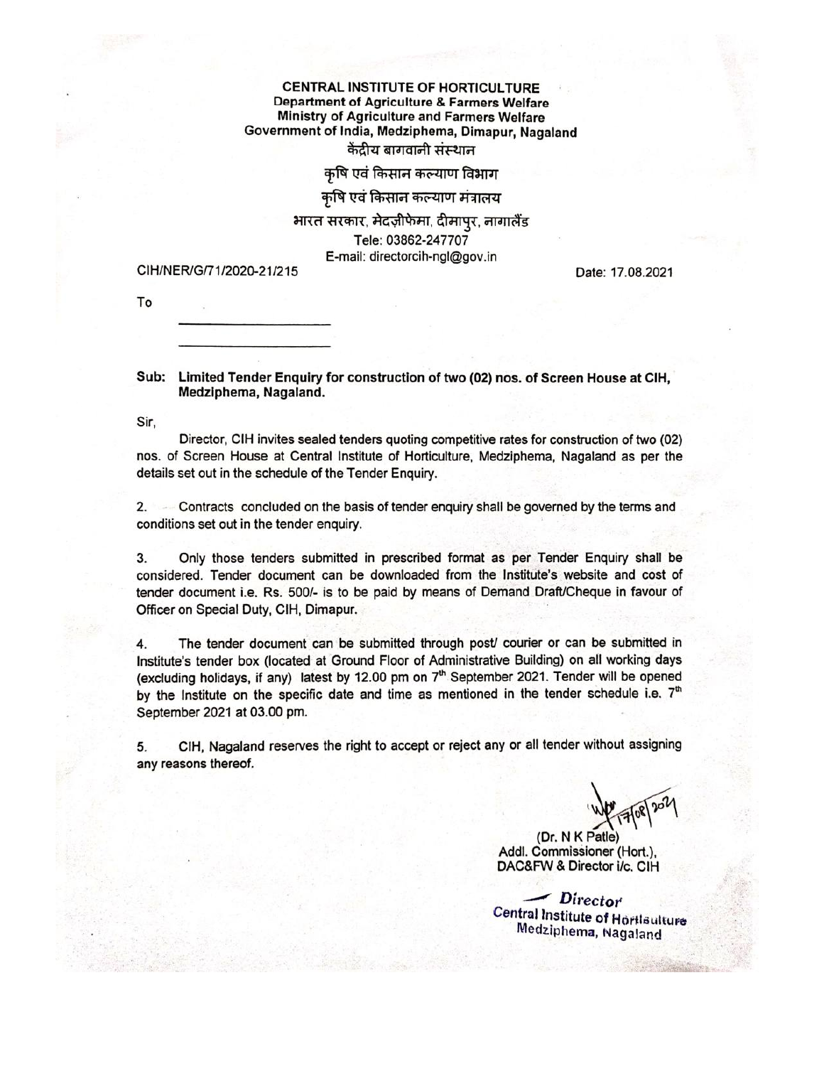**CENTRAL INSTITUTE OF HORTICULTURE**
**Department of Agriculture & Farmers Welfare**
**Ministry of Agriculture and Farmers Welfare**
**Government of India, Medziphema, Dimapur, Nagaland**
केंद्रीय बागवानी संस्थान
कृषि एवं किसान कल्याण विभाग
कृषि एवं किसान कल्याण मंत्रालय
भारत सरकार, मेदज़ीफेमा, दीमापुर, नागालैंड
Tele: 03862-247707
E-mail: directorcih-ngl@gov.in

CIH/NER/G/71/2020-21/215 Date: 17.08.2021

To

\_\_\_\_\_\_\_\_\_\_\_\_\_\_\_\_\_\_\_\_

\_\_\_\_\_\_\_\_\_\_\_\_\_\_\_\_\_\_\_\_

**Sub: Limited Tender Enquiry for construction of two (02) nos. of Screen House at CIH, Medziphema, Nagaland.**

Sir,

Director, CIH invites sealed tenders quoting competitive rates for construction of two (02) nos. of Screen House at Central Institute of Horticulture, Medziphema, Nagaland as per the details set out in the schedule of the Tender Enquiry.

2. Contracts concluded on the basis of tender enquiry shall be governed by the terms and conditions set out in the tender enquiry.

3. Only those tenders submitted in prescribed format as per Tender Enquiry shall be considered. Tender document can be downloaded from the Institute's website and cost of tender document i.e. Rs. 500/- is to be paid by means of Demand Draft/Cheque in favour of Officer on Special Duty, CIH, Dimapur.

4. The tender document can be submitted through post/ courier or can be submitted in Institute's tender box (located at Ground Floor of Administrative Building) on all working days (excluding holidays, if any) latest by 12.00 pm on 7th September 2021. Tender will be opened by the Institute on the specific date and time as mentioned in the tender schedule i.e. 7th September 2021 at 03.00 pm.

5. CIH, Nagaland reserves the right to accept or reject any or all tender without assigning any reasons thereof.

17/08/2021

(Dr. N K Patle)
Addl. Commissioner (Hort.),
DAC&FW & Director i/c. CIH

Director
Central Institute of Horticulture
Medziphema, Nagaland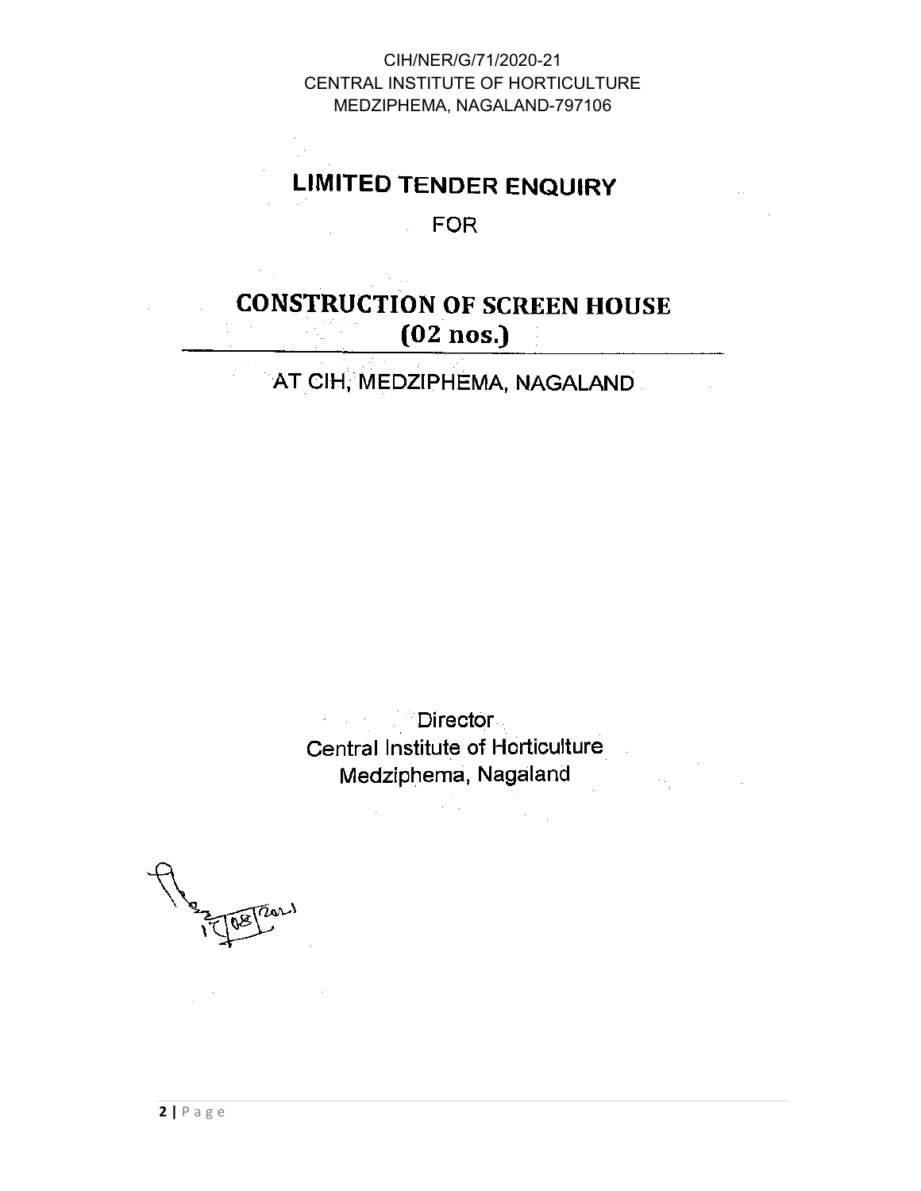CIH/NER/G/71/2020-21
CENTRAL INSTITUTE OF HORTICULTURE
MEDZIPHEMA, NAGALAND-797106

# LIMITED TENDER ENQUIRY

FOR

# CONSTRUCTION OF SCREEN HOUSE (02 nos.)

## AT CIH, MEDZIPHEMA, NAGALAND

Director
Central Institute of Horticulture
Medziphema, Nagaland

17/08/2021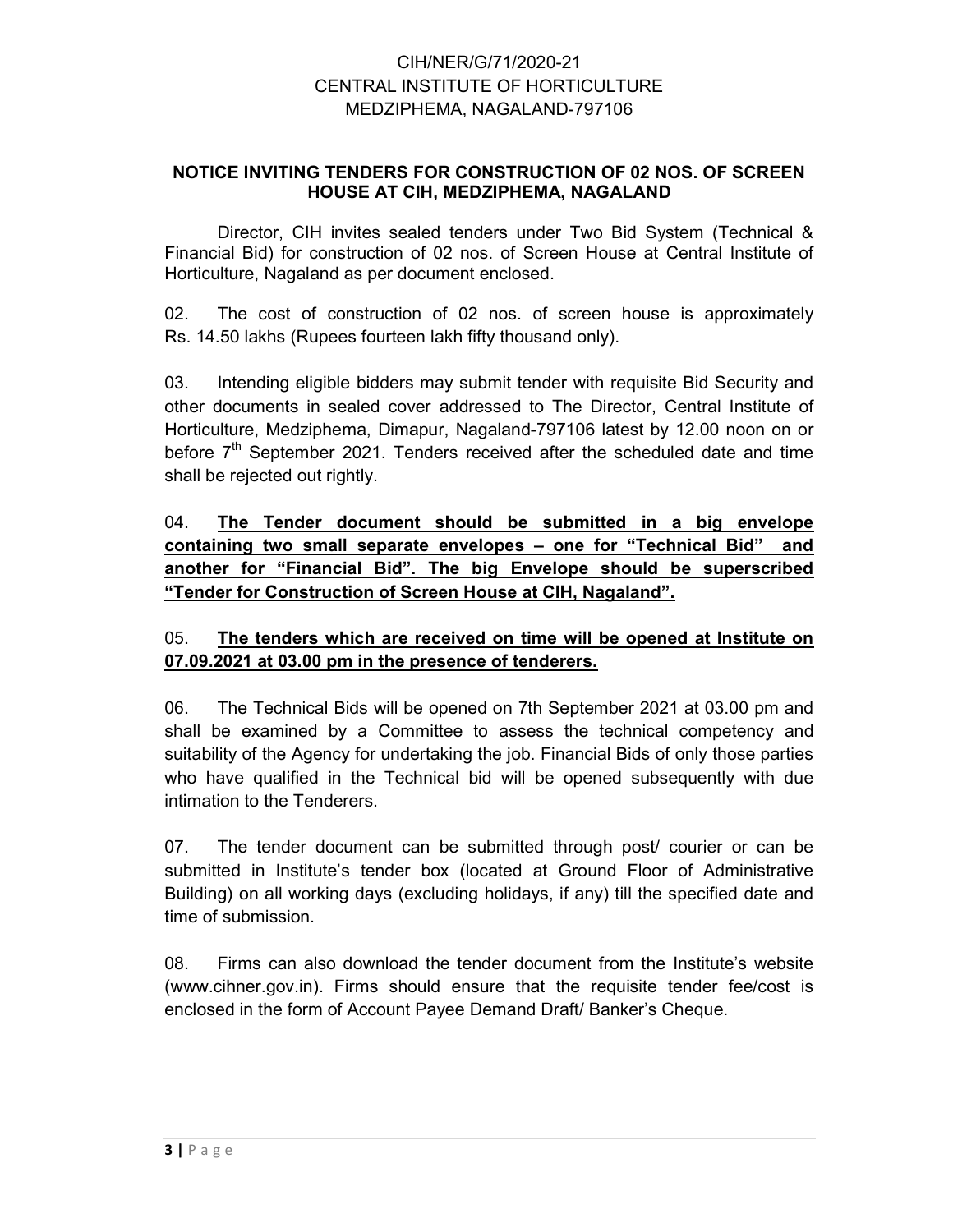CIH/NER/G/71/2020-21
CENTRAL INSTITUTE OF HORTICULTURE
MEDZIPHEMA, NAGALAND-797106

## NOTICE INVITING TENDERS FOR CONSTRUCTION OF 02 NOS. OF SCREEN HOUSE AT CIH, MEDZIPHEMA, NAGALAND

Director, CIH invites sealed tenders under Two Bid System (Technical & Financial Bid) for construction of 02 nos. of Screen House at Central Institute of Horticulture, Nagaland as per document enclosed.

02. The cost of construction of 02 nos. of screen house is approximately Rs. 14.50 lakhs (Rupees fourteen lakh fifty thousand only).

03. Intending eligible bidders may submit tender with requisite Bid Security and other documents in sealed cover addressed to The Director, Central Institute of Horticulture, Medziphema, Dimapur, Nagaland-797106 latest by 12.00 noon on or before 7th September 2021. Tenders received after the scheduled date and time shall be rejected out rightly.

04. **The Tender document should be submitted in a big envelope containing two small separate envelopes – one for "Technical Bid" and another for "Financial Bid". The big Envelope should be superscribed "Tender for Construction of Screen House at CIH, Nagaland".**

05. **The tenders which are received on time will be opened at Institute on 07.09.2021 at 03.00 pm in the presence of tenderers.**

06. The Technical Bids will be opened on 7th September 2021 at 03.00 pm and shall be examined by a Committee to assess the technical competency and suitability of the Agency for undertaking the job. Financial Bids of only those parties who have qualified in the Technical bid will be opened subsequently with due intimation to the Tenderers.

07. The tender document can be submitted through post/ courier or can be submitted in Institute's tender box (located at Ground Floor of Administrative Building) on all working days (excluding holidays, if any) till the specified date and time of submission.

08. Firms can also download the tender document from the Institute's website (www.cihner.gov.in). Firms should ensure that the requisite tender fee/cost is enclosed in the form of Account Payee Demand Draft/ Banker's Cheque.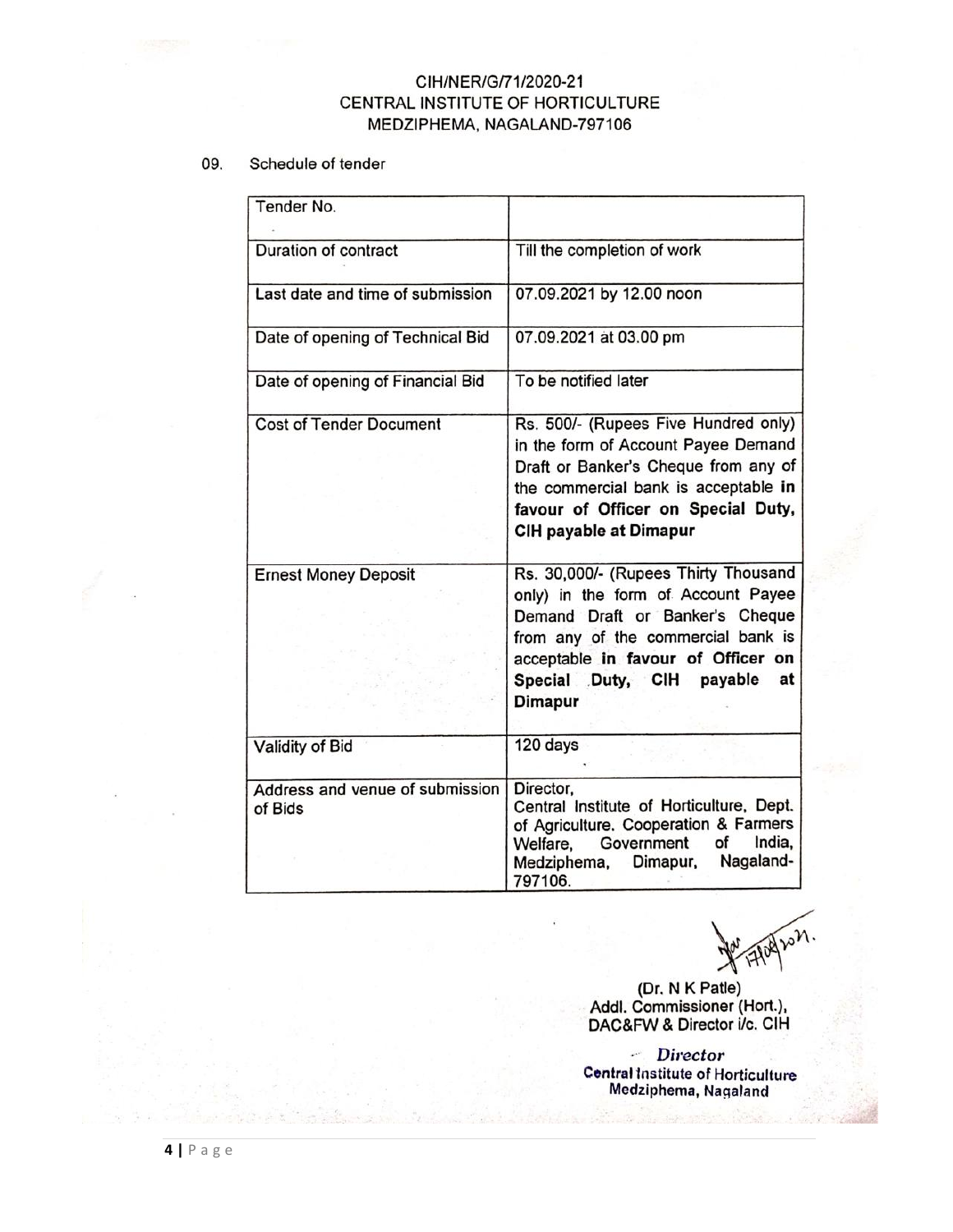CIH/NER/G/71/2020-21
CENTRAL INSTITUTE OF HORTICULTURE
MEDZIPHEMA, NAGALAND-797106

09. Schedule of tender

| Tender No. | |
|---|---|
| Duration of contract | Till the completion of work |
| Last date and time of submission | 07.09.2021 by 12.00 noon |
| Date of opening of Technical Bid | 07.09.2021 at 03.00 pm |
| Date of opening of Financial Bid | To be notified later |
| Cost of Tender Document | Rs. 500/- (Rupees Five Hundred only) in the form of Account Payee Demand Draft or Banker's Cheque from any of the commercial bank is acceptable **in favour of Officer on Special Duty, CIH payable at Dimapur** |
| Ernest Money Deposit | Rs. 30,000/- (Rupees Thirty Thousand only) in the form of Account Payee Demand Draft or Banker's Cheque from any of the commercial bank is acceptable **in favour of Officer on Special Duty, CIH payable at Dimapur** |
| Validity of Bid | 120 days |
| Address and venue of submission of Bids | Director, Central Institute of Horticulture, Dept. of Agriculture, Cooperation & Farmers Welfare, Government of India, Medziphema, Dimapur, Nagaland-797106. |

(Dr. N K Patle)
Addl. Commissioner (Hort.),
DAC&FW & Director i/c. CIH

*Director*
Central Institute of Horticulture
Medziphema, Nagaland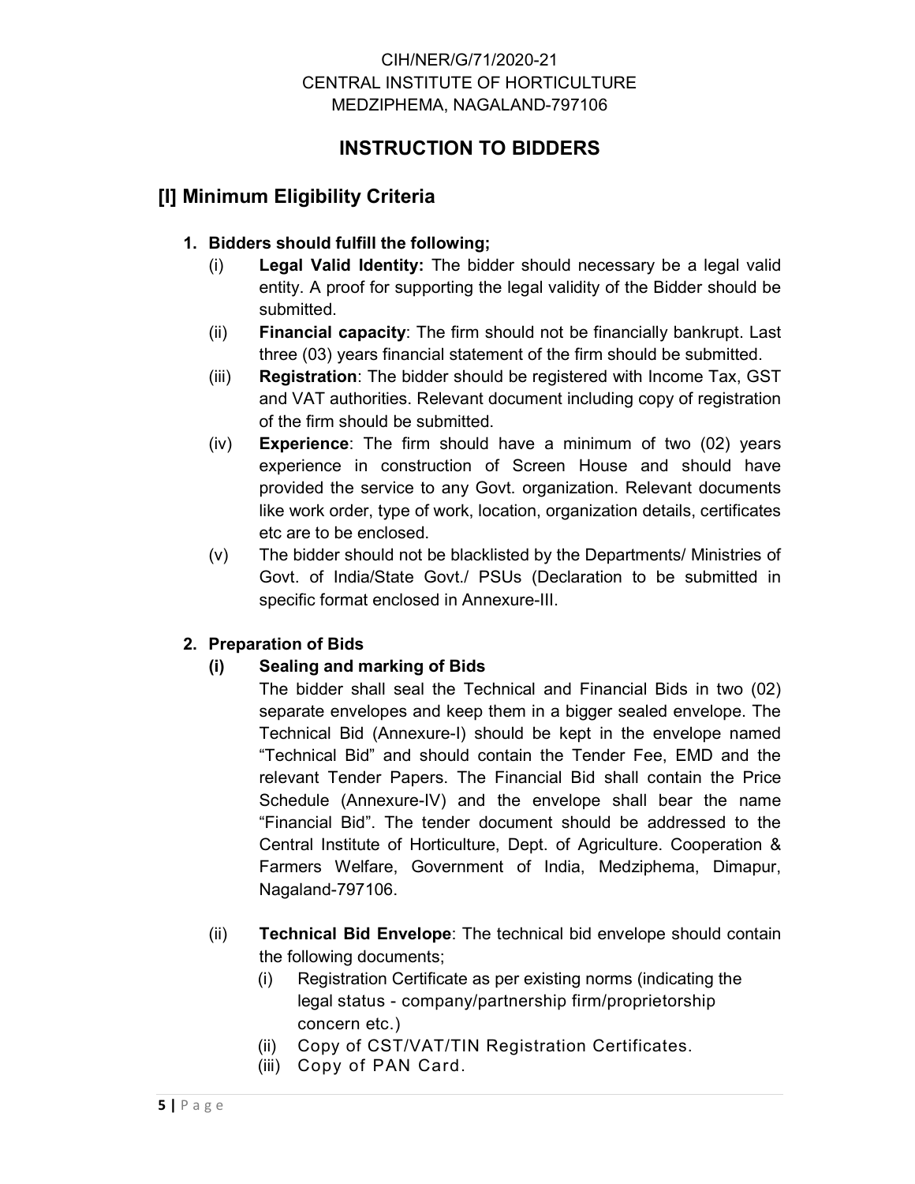CIH/NER/G/71/2020-21
CENTRAL INSTITUTE OF HORTICULTURE
MEDZIPHEMA, NAGALAND-797106

# INSTRUCTION TO BIDDERS

## [I] Minimum Eligibility Criteria

1. **Bidders should fulfill the following;**
   (i) **Legal Valid Identity:** The bidder should necessary be a legal valid entity. A proof for supporting the legal validity of the Bidder should be submitted.
   (ii) **Financial capacity**: The firm should not be financially bankrupt. Last three (03) years financial statement of the firm should be submitted.
   (iii) **Registration**: The bidder should be registered with Income Tax, GST and VAT authorities. Relevant document including copy of registration of the firm should be submitted.
   (iv) **Experience**: The firm should have a minimum of two (02) years experience in construction of Screen House and should have provided the service to any Govt. organization. Relevant documents like work order, type of work, location, organization details, certificates etc are to be enclosed.
   (v) The bidder should not be blacklisted by the Departments/ Ministries of Govt. of India/State Govt./ PSUs (Declaration to be submitted in specific format enclosed in Annexure-III.

2. **Preparation of Bids**
   **(i) Sealing and marking of Bids**
   The bidder shall seal the Technical and Financial Bids in two (02) separate envelopes and keep them in a bigger sealed envelope. The Technical Bid (Annexure-I) should be kept in the envelope named "Technical Bid" and should contain the Tender Fee, EMD and the relevant Tender Papers. The Financial Bid shall contain the Price Schedule (Annexure-IV) and the envelope shall bear the name "Financial Bid". The tender document should be addressed to the Central Institute of Horticulture, Dept. of Agriculture. Cooperation & Farmers Welfare, Government of India, Medziphema, Dimapur, Nagaland-797106.

   (ii) **Technical Bid Envelope**: The technical bid envelope should contain the following documents;
      (i) Registration Certificate as per existing norms (indicating the legal status - company/partnership firm/proprietorship concern etc.)
      (ii) Copy of CST/VAT/TIN Registration Certificates.
      (iii) Copy of PAN Card.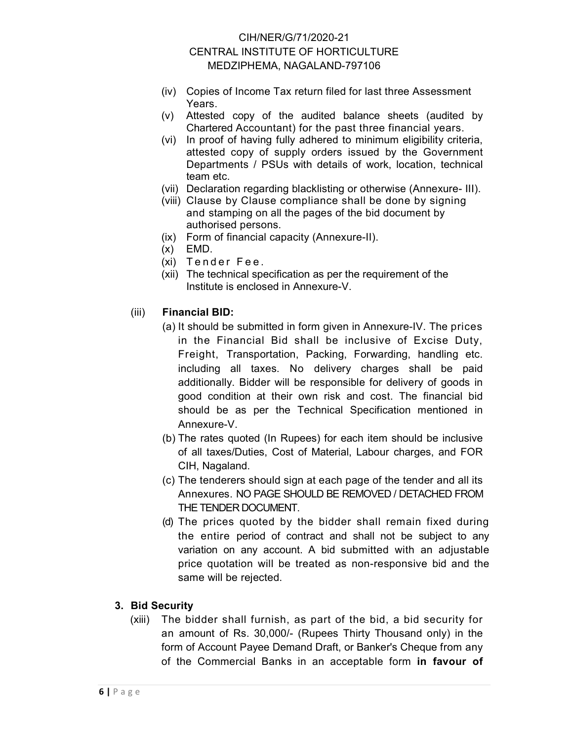(iv) Copies of Income Tax return filed for last three Assessment Years.

(v) Attested copy of the audited balance sheets (audited by Chartered Accountant) for the past three financial years.

(vi) In proof of having fully adhered to minimum eligibility criteria, attested copy of supply orders issued by the Government Departments / PSUs with details of work, location, technical team etc.

(vii) Declaration regarding blacklisting or otherwise (Annexure- III).

(viii) Clause by Clause compliance shall be done by signing and stamping on all the pages of the bid document by authorised persons.

(ix) Form of financial capacity (Annexure-II).

(x) EMD.

(xi) Tender Fee.

(xii) The technical specification as per the requirement of the Institute is enclosed in Annexure-V.

(iii) **Financial BID:**

(a) It should be submitted in form given in Annexure-IV. The prices in the Financial Bid shall be inclusive of Excise Duty, Freight, Transportation, Packing, Forwarding, handling etc. including all taxes. No delivery charges shall be paid additionally. Bidder will be responsible for delivery of goods in good condition at their own risk and cost. The financial bid should be as per the Technical Specification mentioned in Annexure-V.

(b) The rates quoted (In Rupees) for each item should be inclusive of all taxes/Duties, Cost of Material, Labour charges, and FOR CIH, Nagaland.

(c) The tenderers should sign at each page of the tender and all its Annexures. NO PAGE SHOULD BE REMOVED / DETACHED FROM THE TENDER DOCUMENT.

(d) The prices quoted by the bidder shall remain fixed during the entire period of contract and shall not be subject to any variation on any account. A bid submitted with an adjustable price quotation will be treated as non-responsive bid and the same will be rejected.

**3. Bid Security**

(xiii) The bidder shall furnish, as part of the bid, a bid security for an amount of Rs. 30,000/- (Rupees Thirty Thousand only) in the form of Account Payee Demand Draft, or Banker's Cheque from any of the Commercial Banks in an acceptable form **in favour of**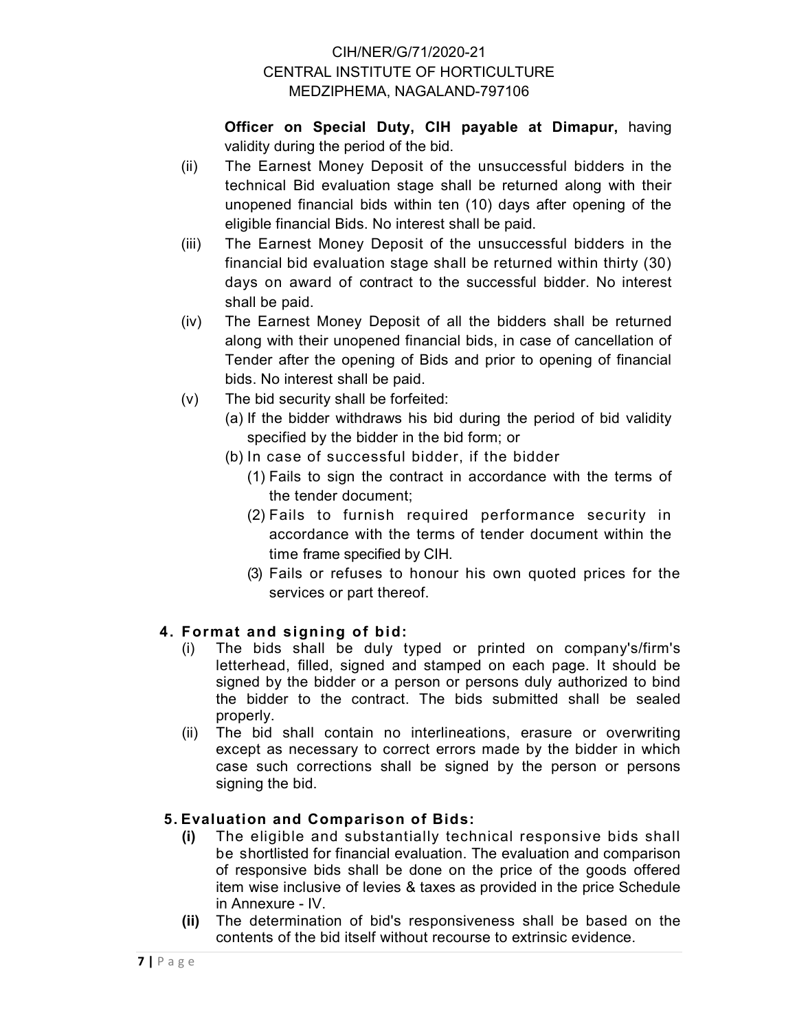**Officer on Special Duty, CIH payable at Dimapur,** having validity during the period of the bid.

(ii) The Earnest Money Deposit of the unsuccessful bidders in the technical Bid evaluation stage shall be returned along with their unopened financial bids within ten (10) days after opening of the eligible financial Bids. No interest shall be paid.

(iii) The Earnest Money Deposit of the unsuccessful bidders in the financial bid evaluation stage shall be returned within thirty (30) days on award of contract to the successful bidder. No interest shall be paid.

(iv) The Earnest Money Deposit of all the bidders shall be returned along with their unopened financial bids, in case of cancellation of Tender after the opening of Bids and prior to opening of financial bids. No interest shall be paid.

(v) The bid security shall be forfeited:

(a) If the bidder withdraws his bid during the period of bid validity specified by the bidder in the bid form; or

(b) In case of successful bidder, if the bidder

(1) Fails to sign the contract in accordance with the terms of the tender document;

(2) Fails to furnish required performance security in accordance with the terms of tender document within the time frame specified by CIH.

(3) Fails or refuses to honour his own quoted prices for the services or part thereof.

## 4. Format and signing of bid:

(i) The bids shall be duly typed or printed on company's/firm's letterhead, filled, signed and stamped on each page. It should be signed by the bidder or a person or persons duly authorized to bind the bidder to the contract. The bids submitted shall be sealed properly.

(ii) The bid shall contain no interlineations, erasure or overwriting except as necessary to correct errors made by the bidder in which case such corrections shall be signed by the person or persons signing the bid.

## 5. Evaluation and Comparison of Bids:

**(i)** The eligible and substantially technical responsive bids shall be shortlisted for financial evaluation. The evaluation and comparison of responsive bids shall be done on the price of the goods offered item wise inclusive of levies & taxes as provided in the price Schedule in Annexure - IV.

**(ii)** The determination of bid's responsiveness shall be based on the contents of the bid itself without recourse to extrinsic evidence.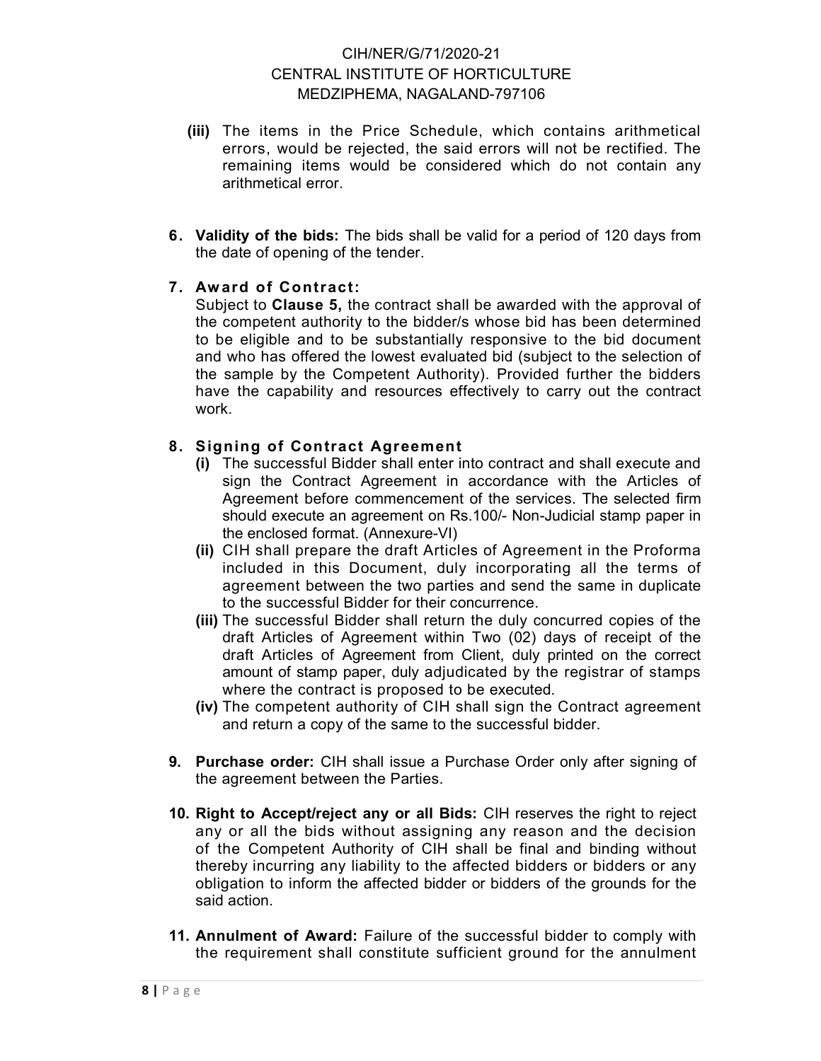**(iii)** The items in the Price Schedule, which contains arithmetical errors, would be rejected, the said errors will not be rectified. The remaining items would be considered which do not contain any arithmetical error.

6. **Validity of the bids:** The bids shall be valid for a period of 120 days from the date of opening of the tender.

7. **Award of Contract:**
   Subject to **Clause 5,** the contract shall be awarded with the approval of the competent authority to the bidder/s whose bid has been determined to be eligible and to be substantially responsive to the bid document and who has offered the lowest evaluated bid (subject to the selection of the sample by the Competent Authority). Provided further the bidders have the capability and resources effectively to carry out the contract work.

8. **Signing of Contract Agreement**
   - **(i)** The successful Bidder shall enter into contract and shall execute and sign the Contract Agreement in accordance with the Articles of Agreement before commencement of the services. The selected firm should execute an agreement on Rs.100/- Non-Judicial stamp paper in the enclosed format. (Annexure-VI)
   - **(ii)** CIH shall prepare the draft Articles of Agreement in the Proforma included in this Document, duly incorporating all the terms of agreement between the two parties and send the same in duplicate to the successful Bidder for their concurrence.
   - **(iii)** The successful Bidder shall return the duly concurred copies of the draft Articles of Agreement within Two (02) days of receipt of the draft Articles of Agreement from Client, duly printed on the correct amount of stamp paper, duly adjudicated by the registrar of stamps where the contract is proposed to be executed.
   - **(iv)** The competent authority of CIH shall sign the Contract agreement and return a copy of the same to the successful bidder.

9. **Purchase order:** CIH shall issue a Purchase Order only after signing of the agreement between the Parties.

10. **Right to Accept/reject any or all Bids:** CIH reserves the right to reject any or all the bids without assigning any reason and the decision of the Competent Authority of CIH shall be final and binding without thereby incurring any liability to the affected bidders or bidders or any obligation to inform the affected bidder or bidders of the grounds for the said action.

11. **Annulment of Award:** Failure of the successful bidder to comply with the requirement shall constitute sufficient ground for the annulment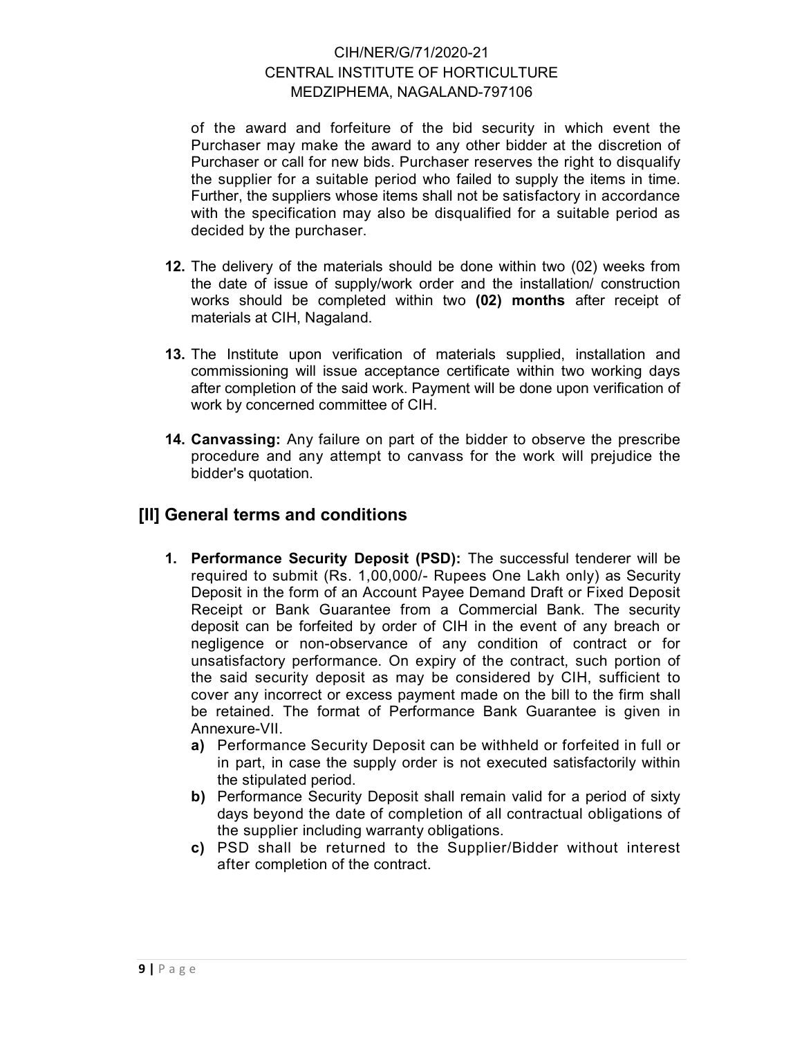of the award and forfeiture of the bid security in which event the Purchaser may make the award to any other bidder at the discretion of Purchaser or call for new bids. Purchaser reserves the right to disqualify the supplier for a suitable period who failed to supply the items in time. Further, the suppliers whose items shall not be satisfactory in accordance with the specification may also be disqualified for a suitable period as decided by the purchaser.

**12.** The delivery of the materials should be done within two (02) weeks from the date of issue of supply/work order and the installation/ construction works should be completed within two **(02) months** after receipt of materials at CIH, Nagaland.

**13.** The Institute upon verification of materials supplied, installation and commissioning will issue acceptance certificate within two working days after completion of the said work. Payment will be done upon verification of work by concerned committee of CIH.

**14. Canvassing:** Any failure on part of the bidder to observe the prescribe procedure and any attempt to canvass for the work will prejudice the bidder's quotation.

## [II] General terms and conditions

1. **Performance Security Deposit (PSD):** The successful tenderer will be required to submit (Rs. 1,00,000/- Rupees One Lakh only) as Security Deposit in the form of an Account Payee Demand Draft or Fixed Deposit Receipt or Bank Guarantee from a Commercial Bank. The security deposit can be forfeited by order of CIH in the event of any breach or negligence or non-observance of any condition of contract or for unsatisfactory performance. On expiry of the contract, such portion of the said security deposit as may be considered by CIH, sufficient to cover any incorrect or excess payment made on the bill to the firm shall be retained. The format of Performance Bank Guarantee is given in Annexure-VII.
   - **a)** Performance Security Deposit can be withheld or forfeited in full or in part, in case the supply order is not executed satisfactorily within the stipulated period.
   - **b)** Performance Security Deposit shall remain valid for a period of sixty days beyond the date of completion of all contractual obligations of the supplier including warranty obligations.
   - **c)** PSD shall be returned to the Supplier/Bidder without interest after completion of the contract.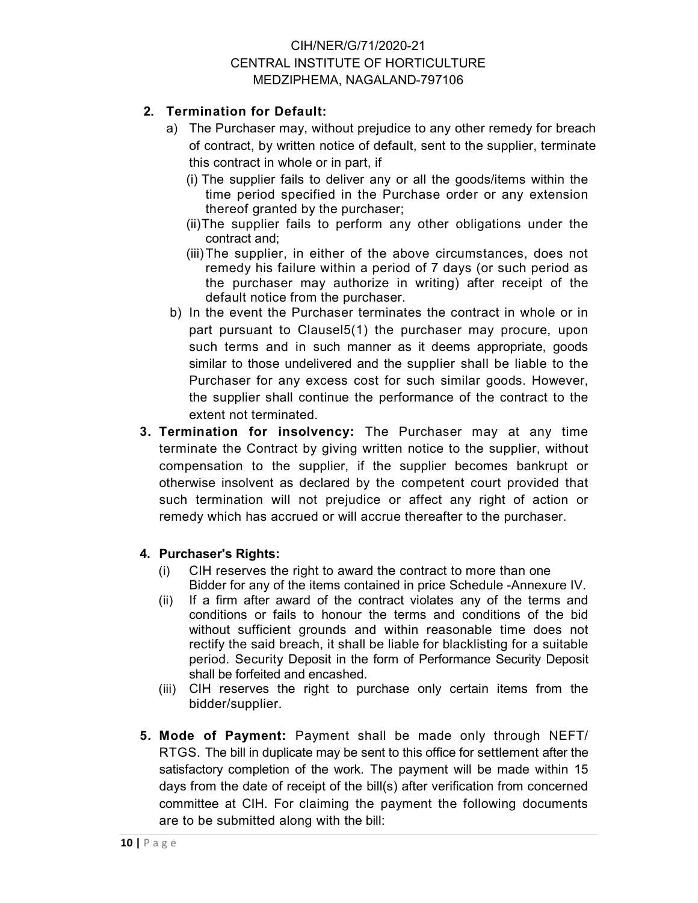**2. Termination for Default:**

a) The Purchaser may, without prejudice to any other remedy for breach of contract, by written notice of default, sent to the supplier, terminate this contract in whole or in part, if

(i) The supplier fails to deliver any or all the goods/items within the time period specified in the Purchase order or any extension thereof granted by the purchaser;

(ii)The supplier fails to perform any other obligations under the contract and;

(iii)The supplier, in either of the above circumstances, does not remedy his failure within a period of 7 days (or such period as the purchaser may authorize in writing) after receipt of the default notice from the purchaser.

b) In the event the Purchaser terminates the contract in whole or in part pursuant to Clausel5(1) the purchaser may procure, upon such terms and in such manner as it deems appropriate, goods similar to those undelivered and the supplier shall be liable to the Purchaser for any excess cost for such similar goods. However, the supplier shall continue the performance of the contract to the extent not terminated.

**3. Termination for insolvency:** The Purchaser may at any time terminate the Contract by giving written notice to the supplier, without compensation to the supplier, if the supplier becomes bankrupt or otherwise insolvent as declared by the competent court provided that such termination will not prejudice or affect any right of action or remedy which has accrued or will accrue thereafter to the purchaser.

**4. Purchaser's Rights:**

(i) CIH reserves the right to award the contract to more than one Bidder for any of the items contained in price Schedule -Annexure IV.

(ii) If a firm after award of the contract violates any of the terms and conditions or fails to honour the terms and conditions of the bid without sufficient grounds and within reasonable time does not rectify the said breach, it shall be liable for blacklisting for a suitable period. Security Deposit in the form of Performance Security Deposit shall be forfeited and encashed.

(iii) CIH reserves the right to purchase only certain items from the bidder/supplier.

**5. Mode of Payment:** Payment shall be made only through NEFT/ RTGS. The bill in duplicate may be sent to this office for settlement after the satisfactory completion of the work. The payment will be made within 15 days from the date of receipt of the bill(s) after verification from concerned committee at CIH. For claiming the payment the following documents are to be submitted along with the bill: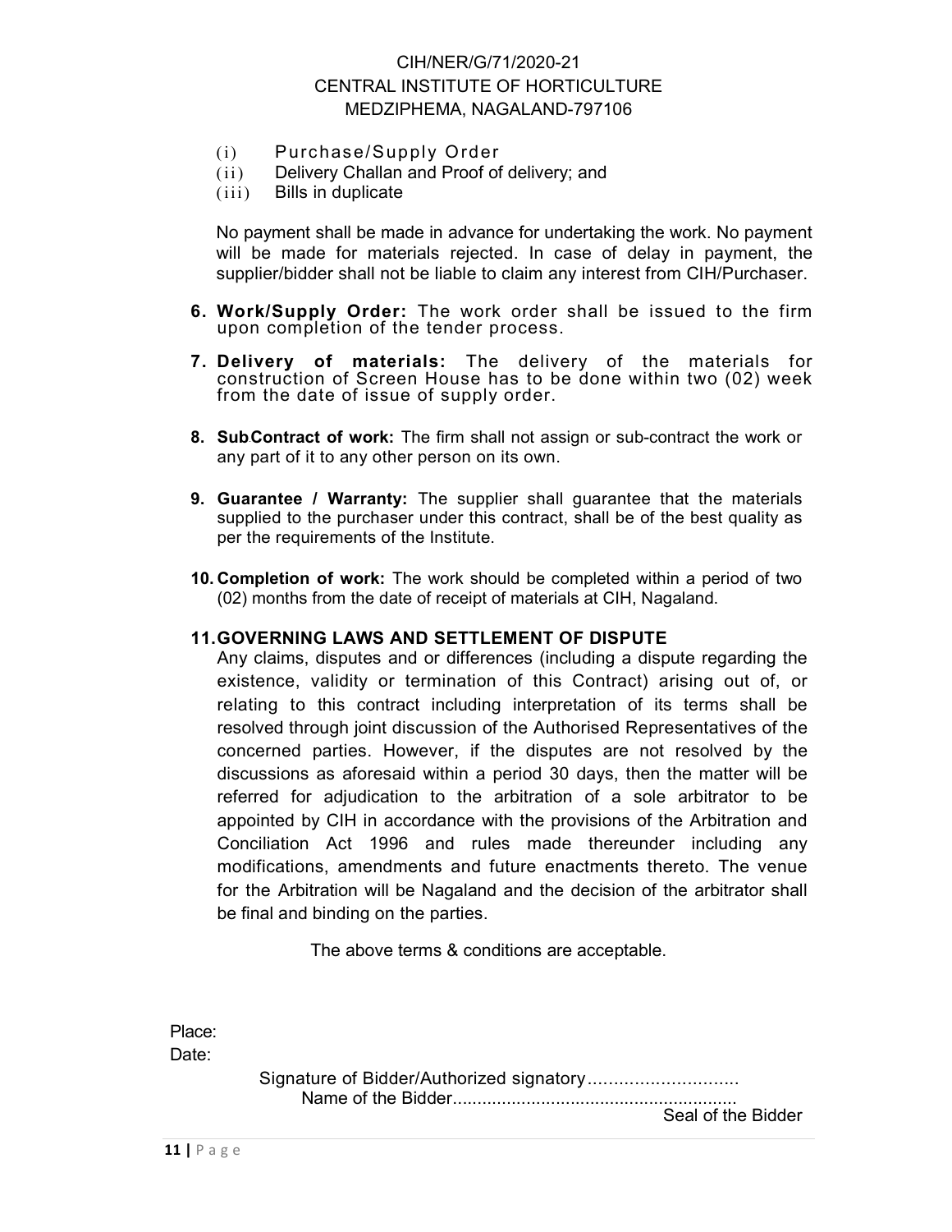(i) Purchase/Supply Order
(ii) Delivery Challan and Proof of delivery; and
(iii) Bills in duplicate

No payment shall be made in advance for undertaking the work. No payment will be made for materials rejected. In case of delay in payment, the supplier/bidder shall not be liable to claim any interest from CIH/Purchaser.

6. **Work/Supply Order:** The work order shall be issued to the firm upon completion of the tender process.

7. **Delivery of materials:** The delivery of the materials for construction of Screen House has to be done within two (02) week from the date of issue of supply order.

8. **SubContract of work:** The firm shall not assign or sub-contract the work or any part of it to any other person on its own.

9. **Guarantee / Warranty:** The supplier shall guarantee that the materials supplied to the purchaser under this contract, shall be of the best quality as per the requirements of the Institute.

10. **Completion of work:** The work should be completed within a period of two (02) months from the date of receipt of materials at CIH, Nagaland.

11. **GOVERNING LAWS AND SETTLEMENT OF DISPUTE**

Any claims, disputes and or differences (including a dispute regarding the existence, validity or termination of this Contract) arising out of, or relating to this contract including interpretation of its terms shall be resolved through joint discussion of the Authorised Representatives of the concerned parties. However, if the disputes are not resolved by the discussions as aforesaid within a period 30 days, then the matter will be referred for adjudication to the arbitration of a sole arbitrator to be appointed by CIH in accordance with the provisions of the Arbitration and Conciliation Act 1996 and rules made thereunder including any modifications, amendments and future enactments thereto. The venue for the Arbitration will be Nagaland and the decision of the arbitrator shall be final and binding on the parties.

The above terms & conditions are acceptable.

Place:

Date:

Signature of Bidder/Authorized signatory.............................

Name of the Bidder.........................................................

Seal of the Bidder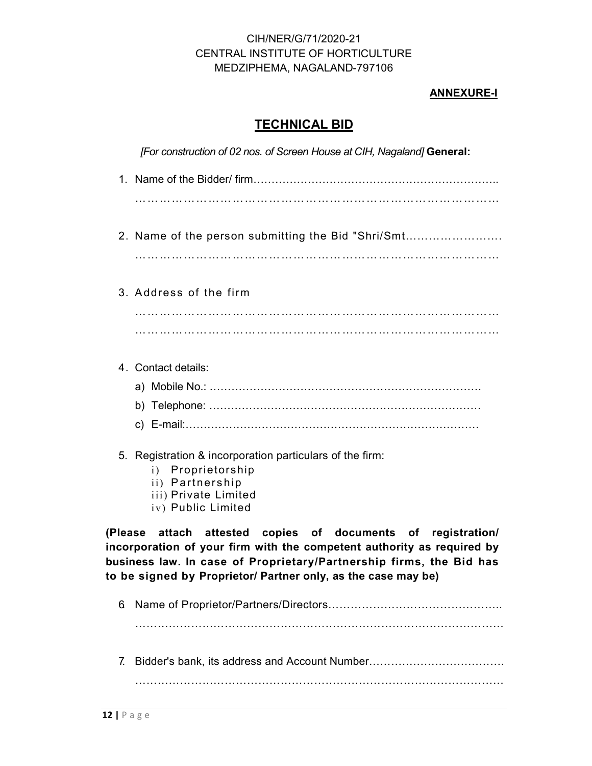CIH/NER/G/71/2020-21
CENTRAL INSTITUTE OF HORTICULTURE
MEDZIPHEMA, NAGALAND-797106

**ANNEXURE-I**

# TECHNICAL BID

*[For construction of 02 nos. of Screen House at CIH, Nagaland]* **General:**

1. Name of the Bidder/ firm…………………………………………………………..
   ……………………………………………………………………………………

2. Name of the person submitting the Bid "Shri/Smt……………………..
   ……………………………………………………………………………………

3. Address of the firm
   ……………………………………………………………………………………
   ……………………………………………………………………………………

4. Contact details:
   a) Mobile No.: ………………………………………………………………
   b) Telephone: ………………………………………………………………
   c) E-mail:………………………………………………………………………

5. Registration & incorporation particulars of the firm:
   i) Proprietorship
   ii) Partnership
   iii) Private Limited
   iv) Public Limited

**(Please attach attested copies of documents of registration/ incorporation of your firm with the competent authority as required by business law. In case of Proprietary/Partnership firms, the Bid has to be signed by Proprietor/ Partner only, as the case may be)**

6. Name of Proprietor/Partners/Directors……………………………………….
   ……………………………………………………………………………………

7. Bidder's bank, its address and Account Number………………………………
   ……………………………………………………………………………………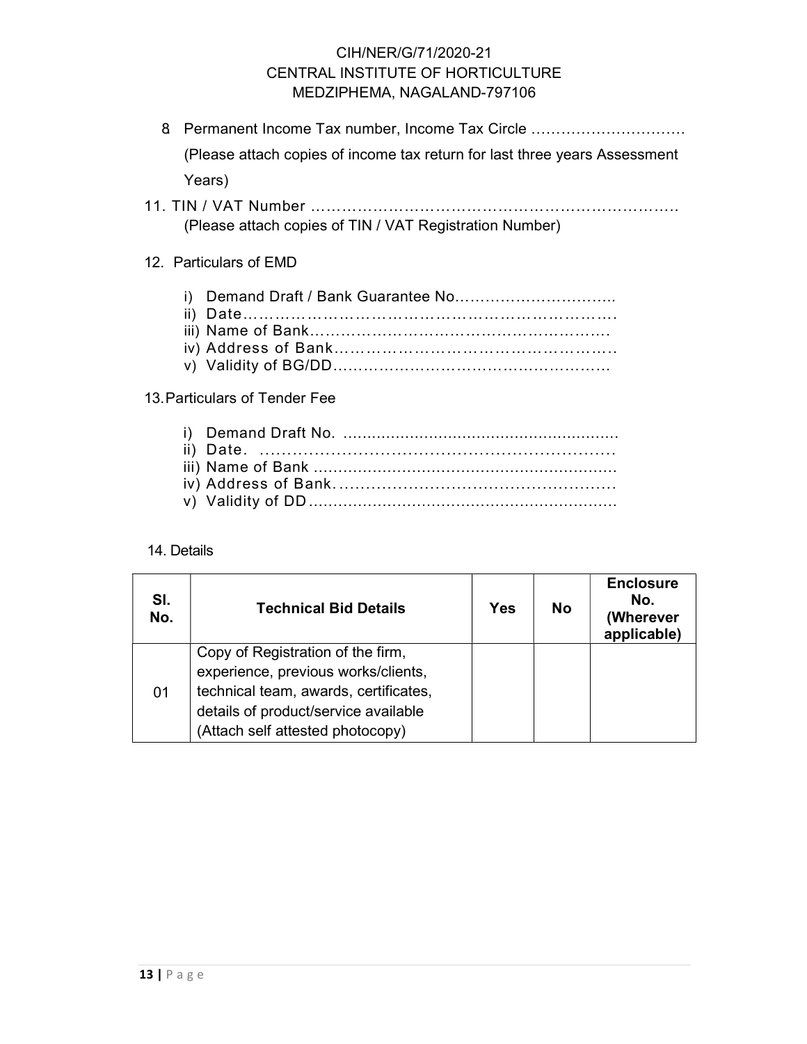8 Permanent Income Tax number, Income Tax Circle ………………………….

(Please attach copies of income tax return for last three years Assessment Years)

11. TIN / VAT Number ……………………………………………………………….

(Please attach copies of TIN / VAT Registration Number)

12. Particulars of EMD

i) Demand Draft / Bank Guarantee No…………………………..
ii) Date……………………………………………………………….
iii) Name of Bank………………………………………………….
iv) Address of Bank…………………………………………………
v) Validity of BG/DD………………………………………………

13. Particulars of Tender Fee

i) Demand Draft No. ……………………………………………….
ii) Date. ………………………………………………………………
iii) Name of Bank …………………………………………………….
iv) Address of Bank. …………………………………………………
v) Validity of DD ……………………………………………………

14. Details

| Sl. No. | Technical Bid Details | Yes | No | Enclosure No. (Wherever applicable) |
|---|---|---|---|---|
| 01 | Copy of Registration of the firm, experience, previous works/clients, technical team, awards, certificates, details of product/service available (Attach self attested photocopy) | | | |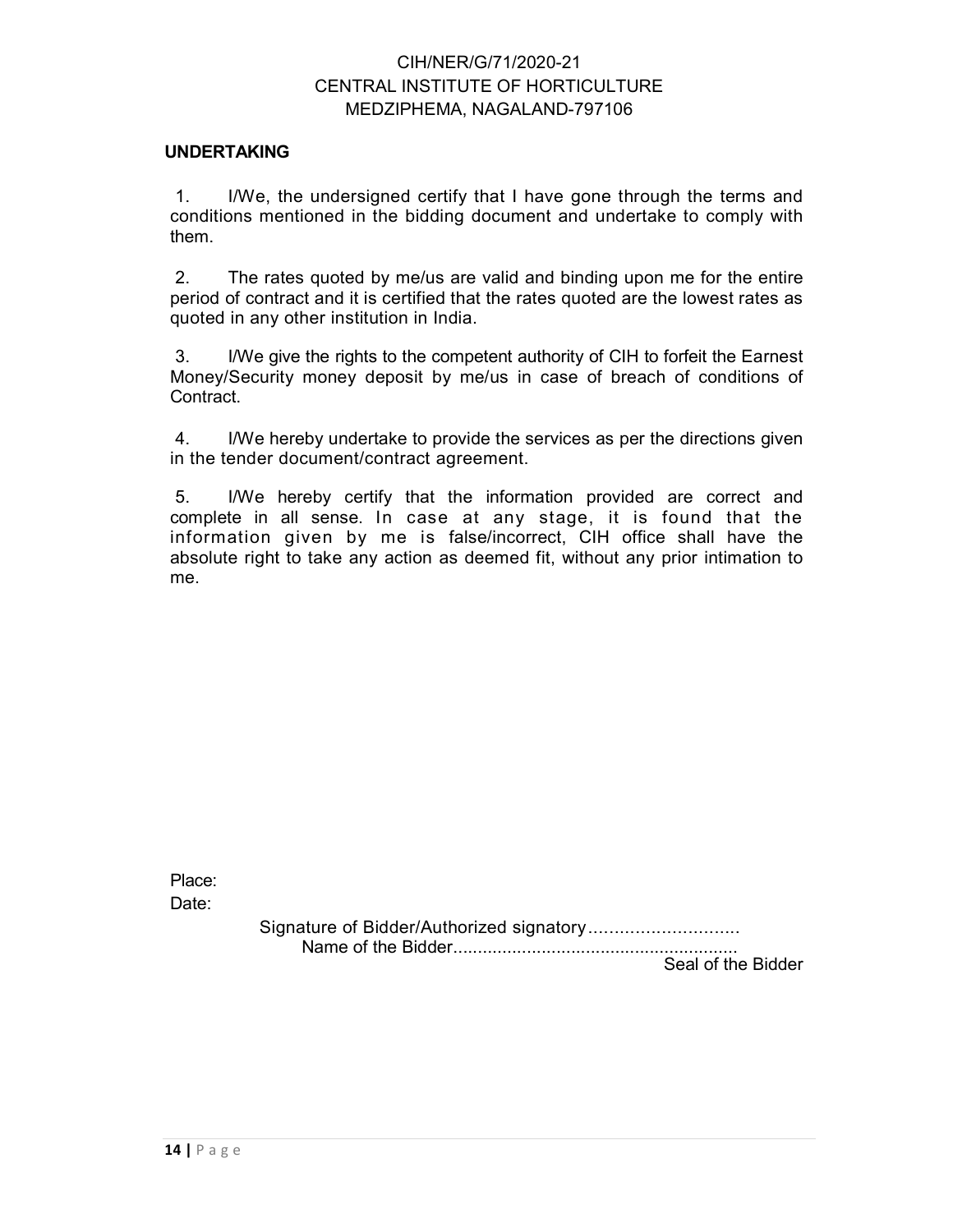CIH/NER/G/71/2020-21
CENTRAL INSTITUTE OF HORTICULTURE
MEDZIPHEMA, NAGALAND-797106

**UNDERTAKING**

1. I/We, the undersigned certify that I have gone through the terms and conditions mentioned in the bidding document and undertake to comply with them.

2. The rates quoted by me/us are valid and binding upon me for the entire period of contract and it is certified that the rates quoted are the lowest rates as quoted in any other institution in India.

3. I/We give the rights to the competent authority of CIH to forfeit the Earnest Money/Security money deposit by me/us in case of breach of conditions of Contract.

4. I/We hereby undertake to provide the services as per the directions given in the tender document/contract agreement.

5. I/We hereby certify that the information provided are correct and complete in all sense. In case at any stage, it is found that the information given by me is false/incorrect, CIH office shall have the absolute right to take any action as deemed fit, without any prior intimation to me.

Place:

Date:

Signature of Bidder/Authorized signatory.............................

Name of the Bidder.........................................................

Seal of the Bidder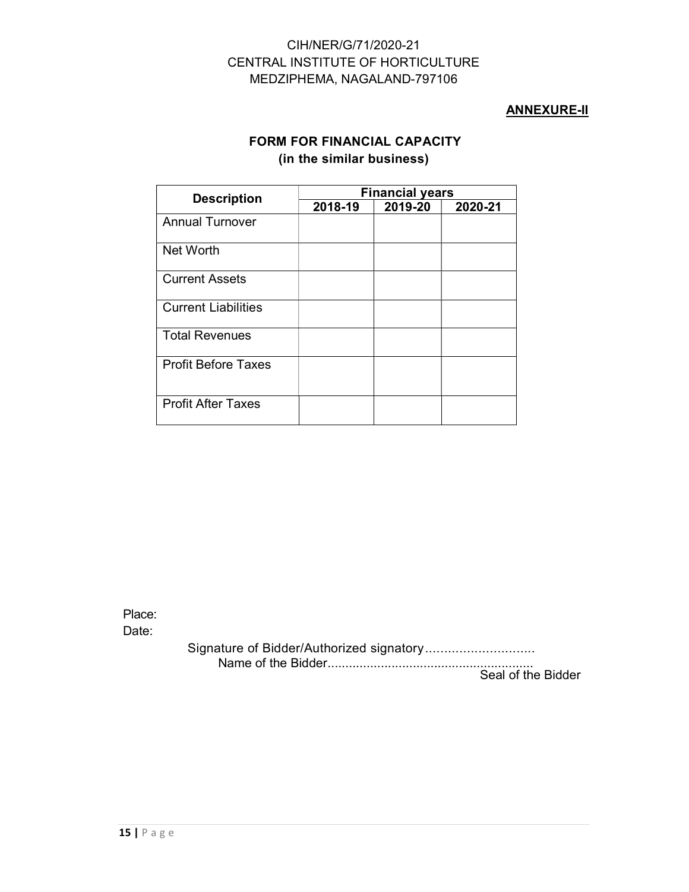CIH/NER/G/71/2020-21
CENTRAL INSTITUTE OF HORTICULTURE
MEDZIPHEMA, NAGALAND-797106

**ANNEXURE-II**

## FORM FOR FINANCIAL CAPACITY
### (in the similar business)

| Description | Financial years | | |
|---|---|---|---|
| | 2018-19 | 2019-20 | 2020-21 |
| Annual Turnover | | | |
| Net Worth | | | |
| Current Assets | | | |
| Current Liabilities | | | |
| Total Revenues | | | |
| Profit Before Taxes | | | |
| Profit After Taxes | | | |

Place:
Date:

Signature of Bidder/Authorized signatory.............................
Name of the Bidder.........................................................
Seal of the Bidder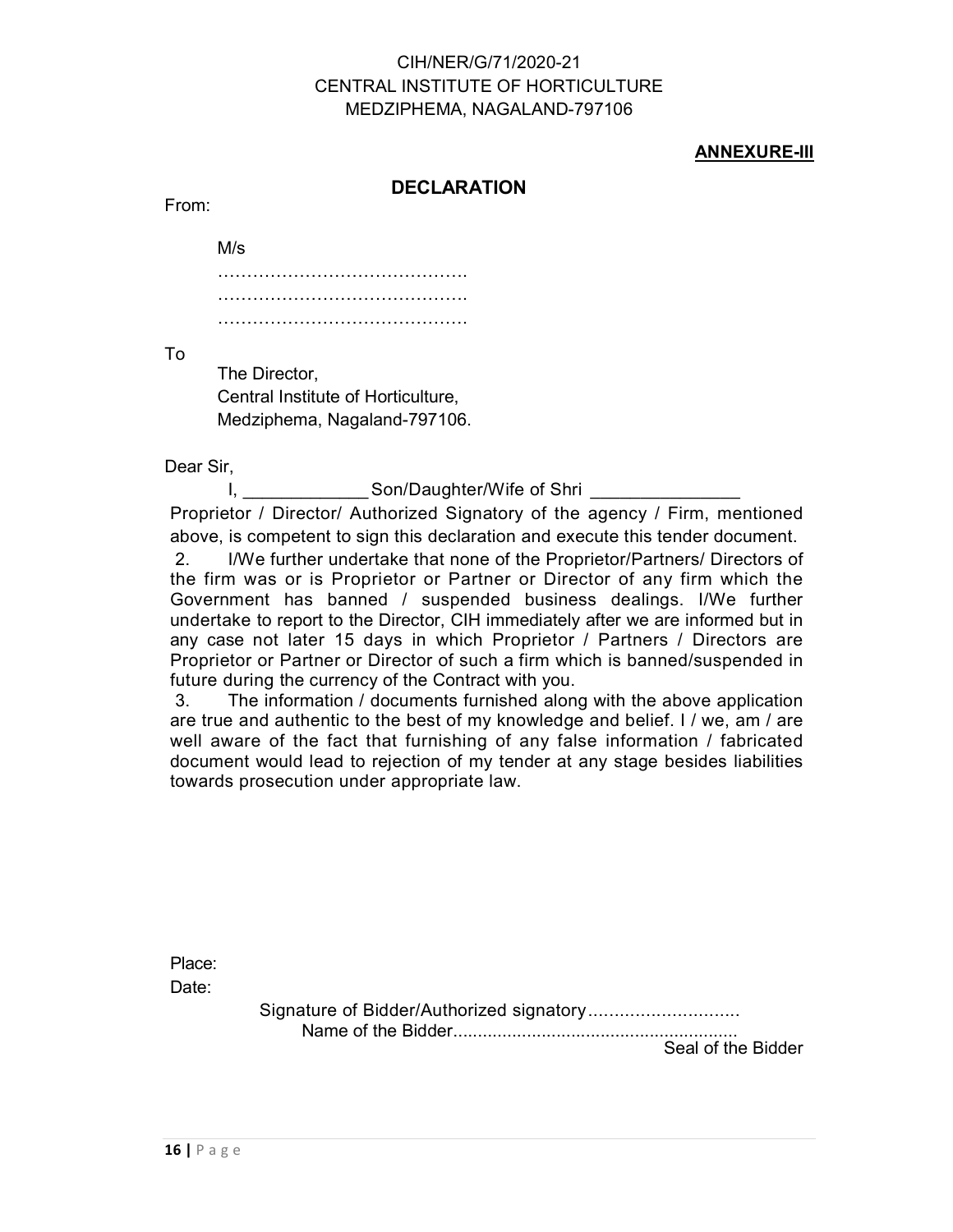CIH/NER/G/71/2020-21
CENTRAL INSTITUTE OF HORTICULTURE
MEDZIPHEMA, NAGALAND-797106

**ANNEXURE-III**

## DECLARATION

From:

M/s
…………………………………….
…………………………………….
…………………………………….

To
The Director,
Central Institute of Horticulture,
Medziphema, Nagaland-797106.

Dear Sir,

I, _____________ Son/Daughter/Wife of Shri _______________ Proprietor / Director/ Authorized Signatory of the agency / Firm, mentioned above, is competent to sign this declaration and execute this tender document.

2. I/We further undertake that none of the Proprietor/Partners/ Directors of the firm was or is Proprietor or Partner or Director of any firm which the Government has banned / suspended business dealings. I/We further undertake to report to the Director, CIH immediately after we are informed but in any case not later 15 days in which Proprietor / Partners / Directors are Proprietor or Partner or Director of such a firm which is banned/suspended in future during the currency of the Contract with you.

3. The information / documents furnished along with the above application are true and authentic to the best of my knowledge and belief. I / we, am / are well aware of the fact that furnishing of any false information / fabricated document would lead to rejection of my tender at any stage besides liabilities towards prosecution under appropriate law.

Place:

Date:

Signature of Bidder/Authorized signatory.............................

Name of the Bidder........................................................

Seal of the Bidder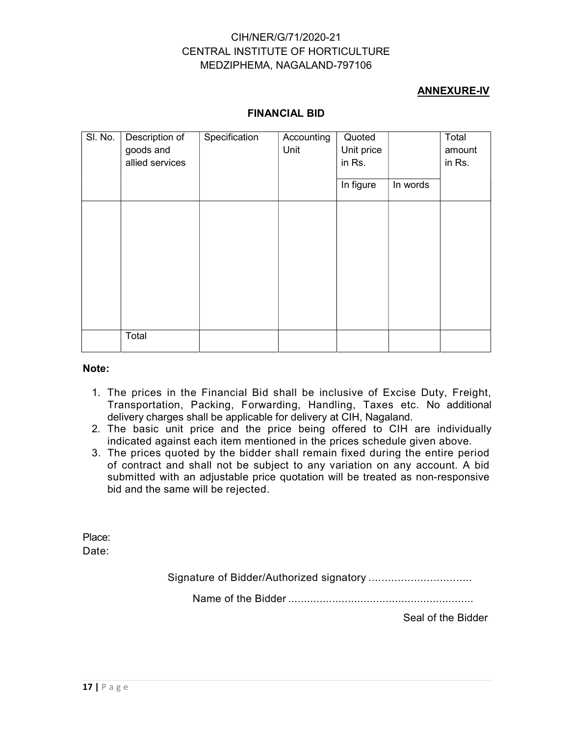CIH/NER/G/71/2020-21
CENTRAL INSTITUTE OF HORTICULTURE
MEDZIPHEMA, NAGALAND-797106

**ANNEXURE-IV**

**FINANCIAL BID**

| Sl. No. | Description of goods and allied services | Specification | Accounting Unit | Quoted Unit price in Rs. | | Total amount in Rs. |
|---|---|---|---|---|---|---|
| | | | | In figure | In words | |
| | | | | | | |
| | Total | | | | | |

**Note:**

1. The prices in the Financial Bid shall be inclusive of Excise Duty, Freight, Transportation, Packing, Forwarding, Handling, Taxes etc. No additional delivery charges shall be applicable for delivery at CIH, Nagaland.
2. The basic unit price and the price being offered to CIH are individually indicated against each item mentioned in the prices schedule given above.
3. The prices quoted by the bidder shall remain fixed during the entire period of contract and shall not be subject to any variation on any account. A bid submitted with an adjustable price quotation will be treated as non-responsive bid and the same will be rejected.

Place:
Date:

Signature of Bidder/Authorized signatory ................................

Name of the Bidder ..........................................................

Seal of the Bidder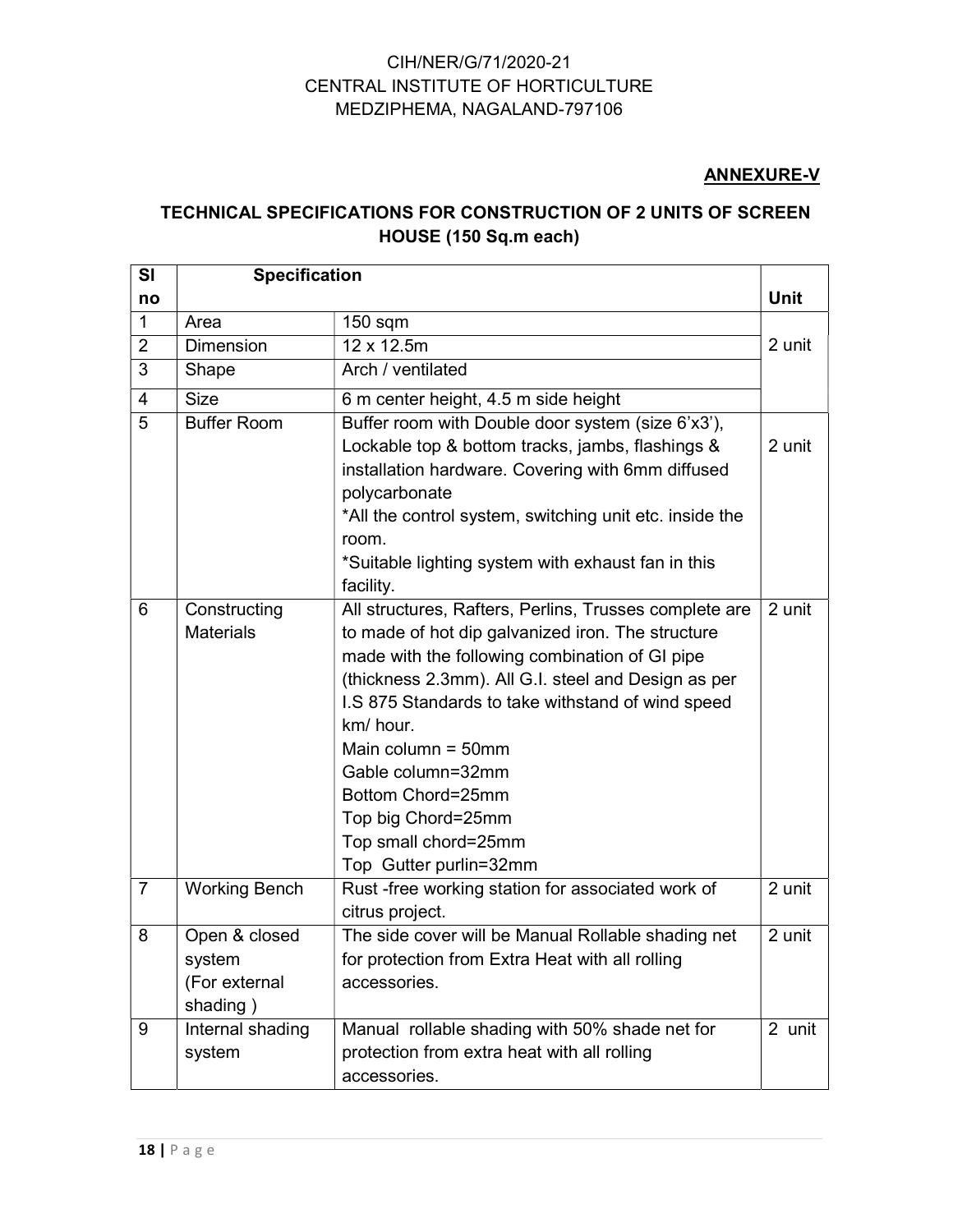CIH/NER/G/71/2020-21
CENTRAL INSTITUTE OF HORTICULTURE
MEDZIPHEMA, NAGALAND-797106

**ANNEXURE-V**

## TECHNICAL SPECIFICATIONS FOR CONSTRUCTION OF 2 UNITS OF SCREEN HOUSE (150 Sq.m each)

| Sl no | Specification | | Unit |
|---|---|---|---|
| 1 | Area | 150 sqm | 2 unit |
| 2 | Dimension | 12 x 12.5m | |
| 3 | Shape | Arch / ventilated | |
| 4 | Size | 6 m center height, 4.5 m side height | |
| 5 | Buffer Room | Buffer room with Double door system (size 6'x3'), Lockable top & bottom tracks, jambs, flashings & installation hardware. Covering with 6mm diffused polycarbonate<br>*All the control system, switching unit etc. inside the room.<br>*Suitable lighting system with exhaust fan in this facility. | 2 unit |
| 6 | Constructing Materials | All structures, Rafters, Perlins, Trusses complete are to made of hot dip galvanized iron. The structure made with the following combination of GI pipe (thickness 2.3mm). All G.I. steel and Design as per I.S 875 Standards to take withstand of wind speed km/ hour.<br>Main column = 50mm<br>Gable column=32mm<br>Bottom Chord=25mm<br>Top big Chord=25mm<br>Top small chord=25mm<br>Top Gutter purlin=32mm | 2 unit |
| 7 | Working Bench | Rust -free working station for associated work of citrus project. | 2 unit |
| 8 | Open & closed system (For external shading ) | The side cover will be Manual Rollable shading net for protection from Extra Heat with all rolling accessories. | 2 unit |
| 9 | Internal shading system | Manual rollable shading with 50% shade net for protection from extra heat with all rolling accessories. | 2 unit |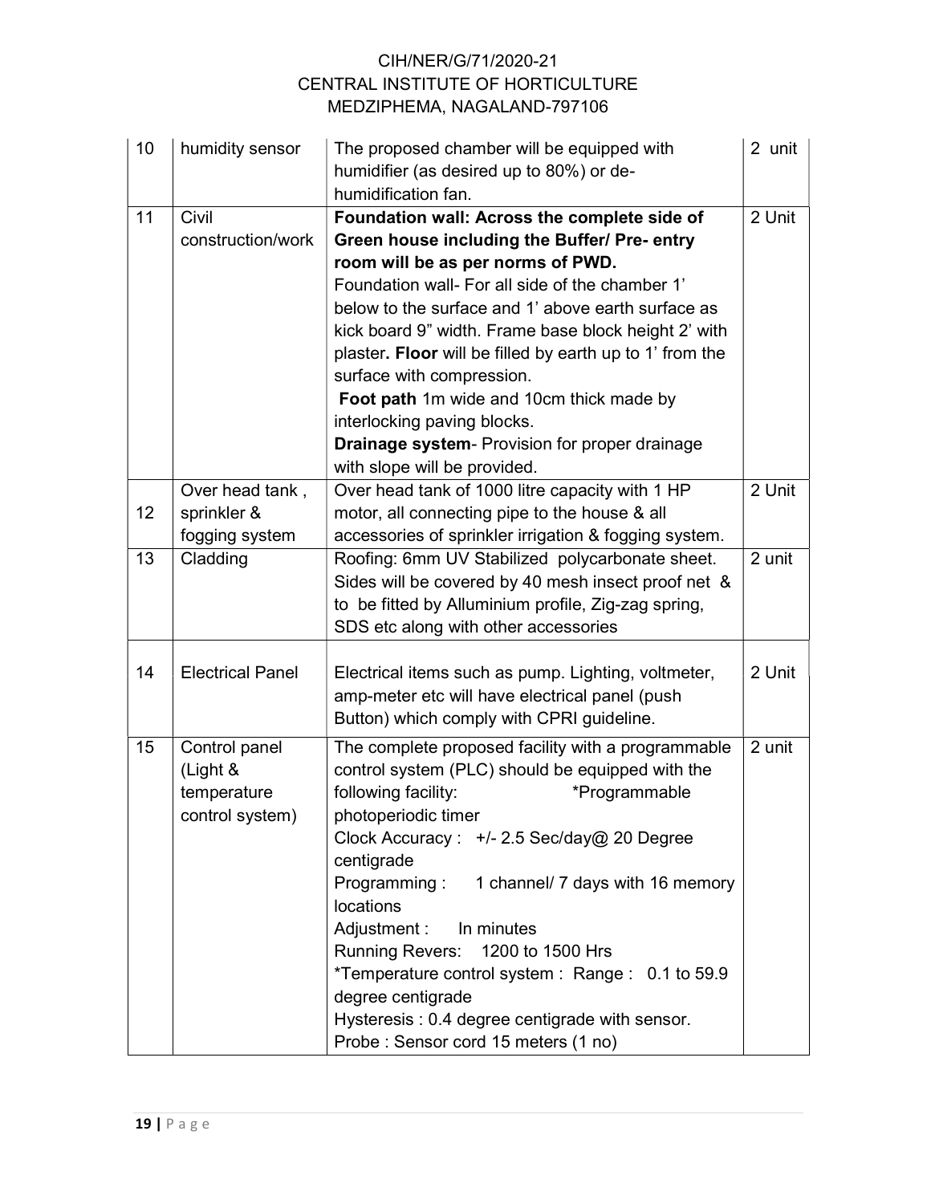| 10 | humidity sensor | The proposed chamber will be equipped with humidifier (as desired up to 80%) or de-humidification fan. | 2 unit |
|---|---|---|---|
| 11 | Civil construction/work | **Foundation wall: Across the complete side of Green house including the Buffer/ Pre- entry room will be as per norms of PWD.** Foundation wall- For all side of the chamber 1' below to the surface and 1' above earth surface as kick board 9" width. Frame base block height 2' with plaster**. Floor** will be filled by earth up to 1' from the surface with compression. **Foot path** 1m wide and 10cm thick made by interlocking paving blocks. **Drainage system**- Provision for proper drainage with slope will be provided. | 2 Unit |
| 12 | Over head tank , sprinkler & fogging system | Over head tank of 1000 litre capacity with 1 HP motor, all connecting pipe to the house & all accessories of sprinkler irrigation & fogging system. | 2 Unit |
| 13 | Cladding | Roofing: 6mm UV Stabilized polycarbonate sheet. Sides will be covered by 40 mesh insect proof net & to be fitted by Alluminium profile, Zig-zag spring, SDS etc along with other accessories | 2 unit |
| 14 | Electrical Panel | Electrical items such as pump. Lighting, voltmeter, amp-meter etc will have electrical panel (push Button) which comply with CPRI guideline. | 2 Unit |
| 15 | Control panel (Light & temperature control system) | The complete proposed facility with a programmable control system (PLC) should be equipped with the following facility: *Programmable photoperiodic timer<br>Clock Accuracy : +/- 2.5 Sec/day@ 20 Degree centigrade<br>Programming : 1 channel/ 7 days with 16 memory locations<br>Adjustment : In minutes<br>Running Revers: 1200 to 1500 Hrs<br>*Temperature control system : Range : 0.1 to 59.9 degree centigrade<br>Hysteresis : 0.4 degree centigrade with sensor.<br>Probe : Sensor cord 15 meters (1 no) | 2 unit |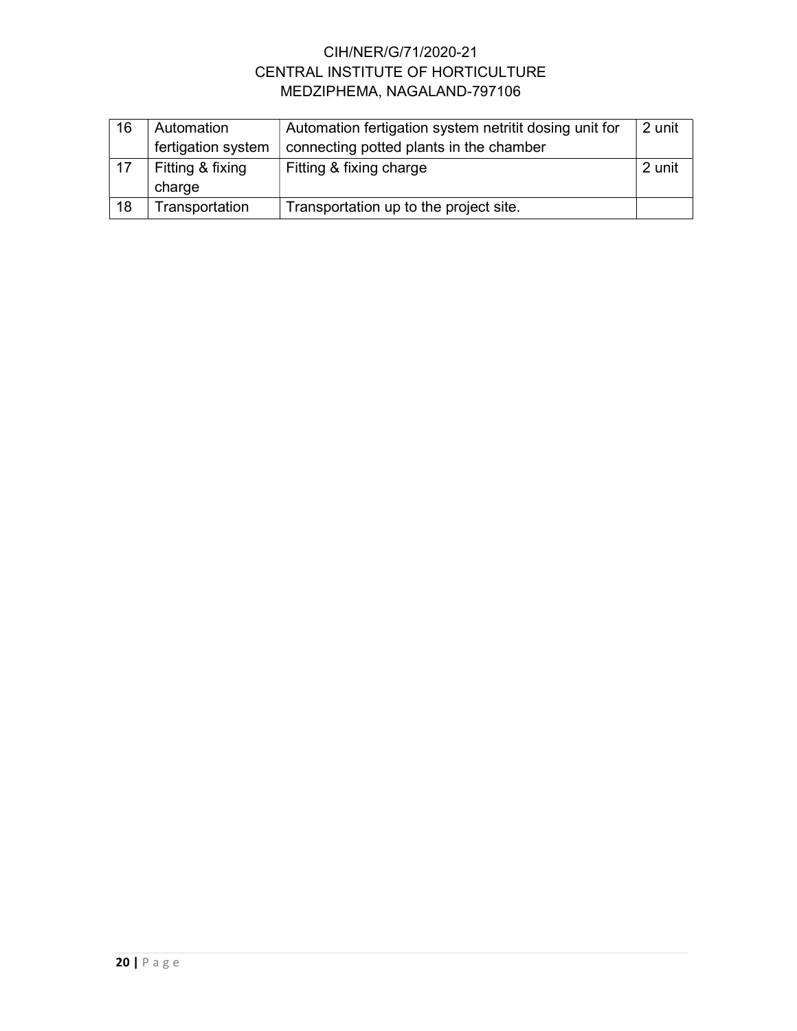| 16 | Automation fertigation system | Automation fertigation system netritit dosing unit for connecting potted plants in the chamber | 2 unit |
|---|---|---|---|
| 17 | Fitting & fixing charge | Fitting & fixing charge | 2 unit |
| 18 | Transportation | Transportation up to the project site. | |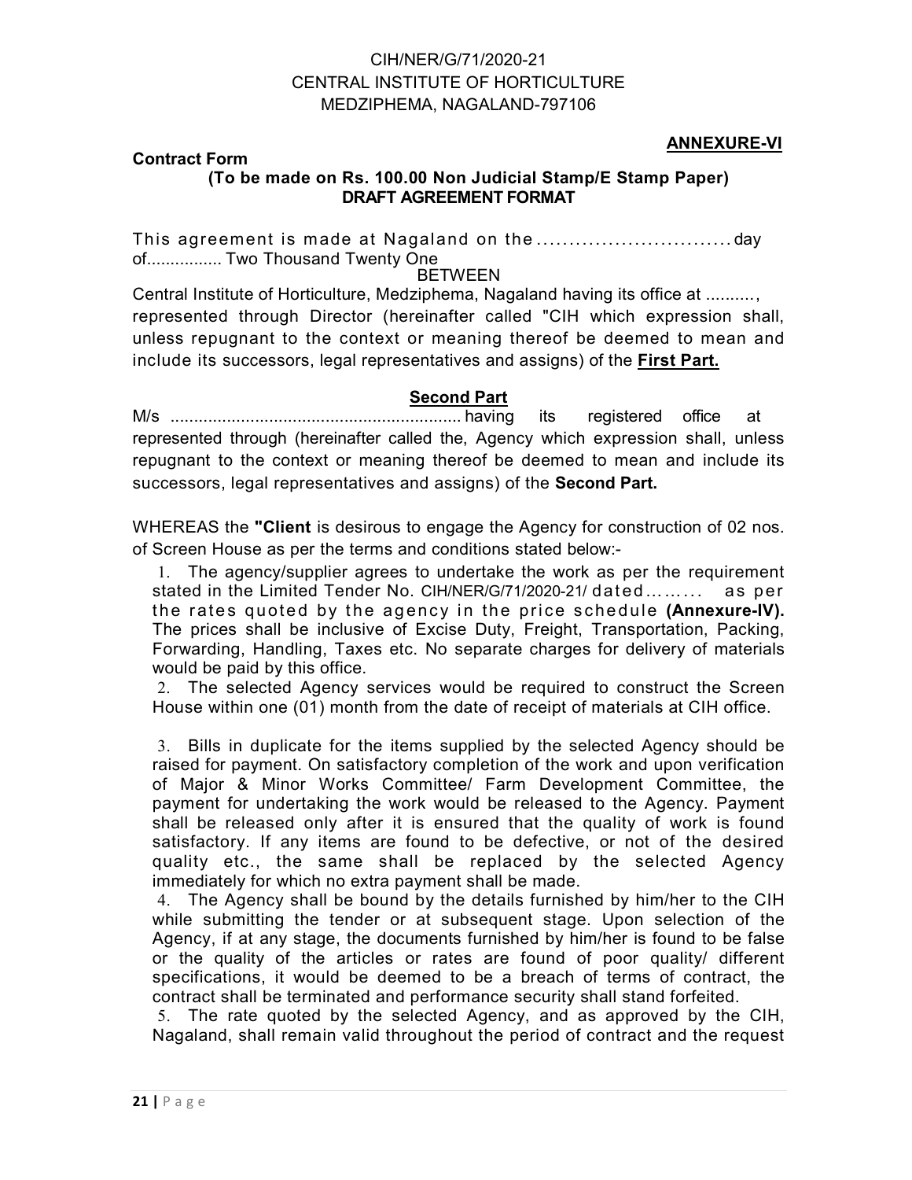CIH/NER/G/71/2020-21
CENTRAL INSTITUTE OF HORTICULTURE
MEDZIPHEMA, NAGALAND-797106

**ANNEXURE-VI**

**Contract Form**

**(To be made on Rs. 100.00 Non Judicial Stamp/E Stamp Paper)**
**DRAFT AGREEMENT FORMAT**

This agreement is made at Nagaland on the .............................. day of................ Two Thousand Twenty One

BETWEEN

Central Institute of Horticulture, Medziphema, Nagaland having its office at .........., represented through Director (hereinafter called "CIH which expression shall, unless repugnant to the context or meaning thereof be deemed to mean and include its successors, legal representatives and assigns) of the **First Part.**

**Second Part**

M/s ............................................................ having its registered office at represented through (hereinafter called the, Agency which expression shall, unless repugnant to the context or meaning thereof be deemed to mean and include its successors, legal representatives and assigns) of the **Second Part.**

WHEREAS the **"Client** is desirous to engage the Agency for construction of 02 nos. of Screen House as per the terms and conditions stated below:-

1. The agency/supplier agrees to undertake the work as per the requirement stated in the Limited Tender No. CIH/NER/G/71/2020-21/ dated……… as per the rates quoted by the agency in the price schedule **(Annexure-IV).** The prices shall be inclusive of Excise Duty, Freight, Transportation, Packing, Forwarding, Handling, Taxes etc. No separate charges for delivery of materials would be paid by this office.
2. The selected Agency services would be required to construct the Screen House within one (01) month from the date of receipt of materials at CIH office.
3. Bills in duplicate for the items supplied by the selected Agency should be raised for payment. On satisfactory completion of the work and upon verification of Major & Minor Works Committee/ Farm Development Committee, the payment for undertaking the work would be released to the Agency. Payment shall be released only after it is ensured that the quality of work is found satisfactory. If any items are found to be defective, or not of the desired quality etc., the same shall be replaced by the selected Agency immediately for which no extra payment shall be made.
4. The Agency shall be bound by the details furnished by him/her to the CIH while submitting the tender or at subsequent stage. Upon selection of the Agency, if at any stage, the documents furnished by him/her is found to be false or the quality of the articles or rates are found of poor quality/ different specifications, it would be deemed to be a breach of terms of contract, the contract shall be terminated and performance security shall stand forfeited.
5. The rate quoted by the selected Agency, and as approved by the CIH, Nagaland, shall remain valid throughout the period of contract and the request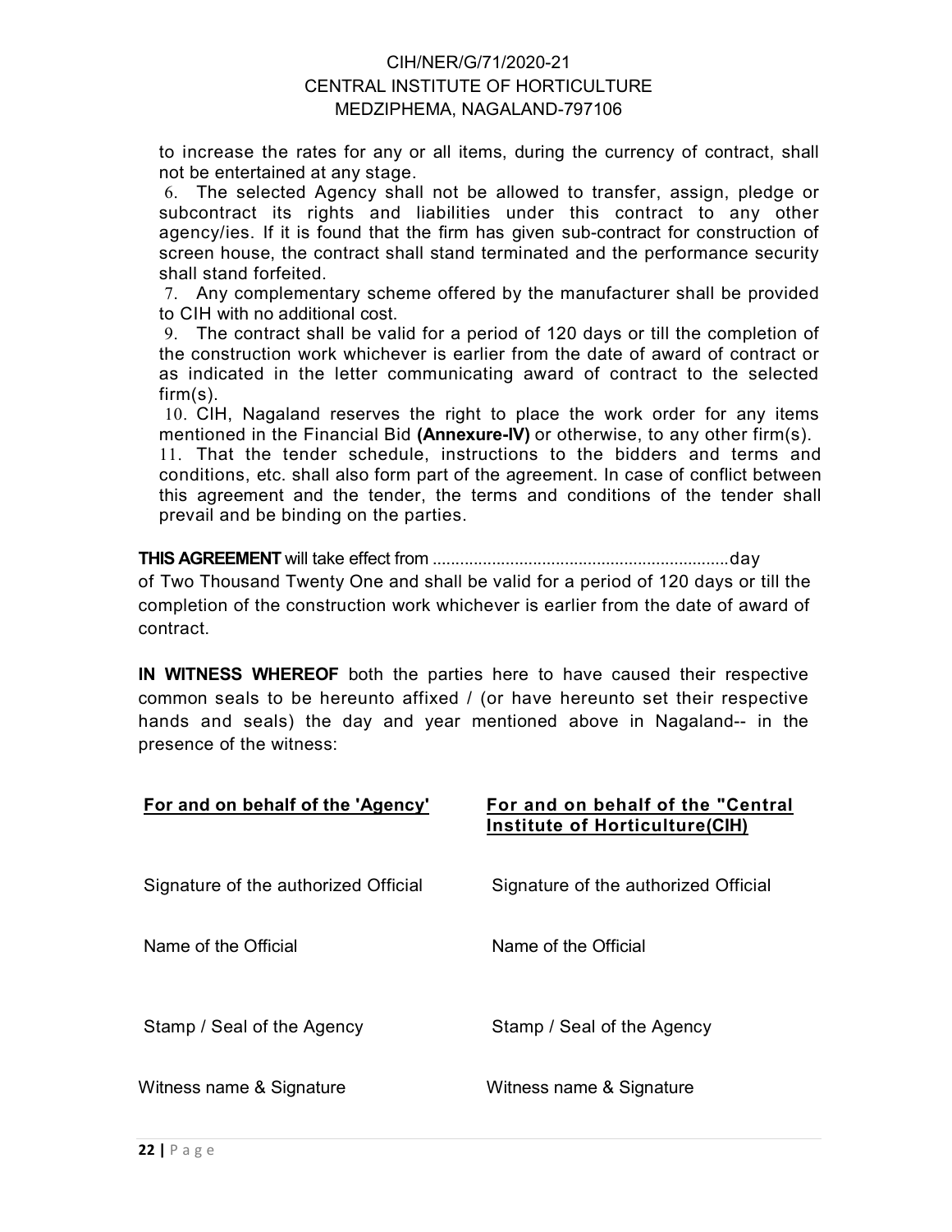to increase the rates for any or all items, during the currency of contract, shall not be entertained at any stage.

6. The selected Agency shall not be allowed to transfer, assign, pledge or subcontract its rights and liabilities under this contract to any other agency/ies. If it is found that the firm has given sub-contract for construction of screen house, the contract shall stand terminated and the performance security shall stand forfeited.

7. Any complementary scheme offered by the manufacturer shall be provided to CIH with no additional cost.

9. The contract shall be valid for a period of 120 days or till the completion of the construction work whichever is earlier from the date of award of contract or as indicated in the letter communicating award of contract to the selected firm(s).

10. CIH, Nagaland reserves the right to place the work order for any items mentioned in the Financial Bid **(Annexure-IV)** or otherwise, to any other firm(s).

11. That the tender schedule, instructions to the bidders and terms and conditions, etc. shall also form part of the agreement. In case of conflict between this agreement and the tender, the terms and conditions of the tender shall prevail and be binding on the parties.

**THIS AGREEMENT** will take effect from ................................................................day of Two Thousand Twenty One and shall be valid for a period of 120 days or till the completion of the construction work whichever is earlier from the date of award of contract.

**IN WITNESS WHEREOF** both the parties here to have caused their respective common seals to be hereunto affixed / (or have hereunto set their respective hands and seals) the day and year mentioned above in Nagaland-- in the presence of the witness:

| **For and on behalf of the 'Agency'** | **For and on behalf of the "Central Institute of Horticulture(CIH)** |
|---|---|
| Signature of the authorized Official | Signature of the authorized Official |
| Name of the Official | Name of the Official |
| Stamp / Seal of the Agency | Stamp / Seal of the Agency |
| Witness name & Signature | Witness name & Signature |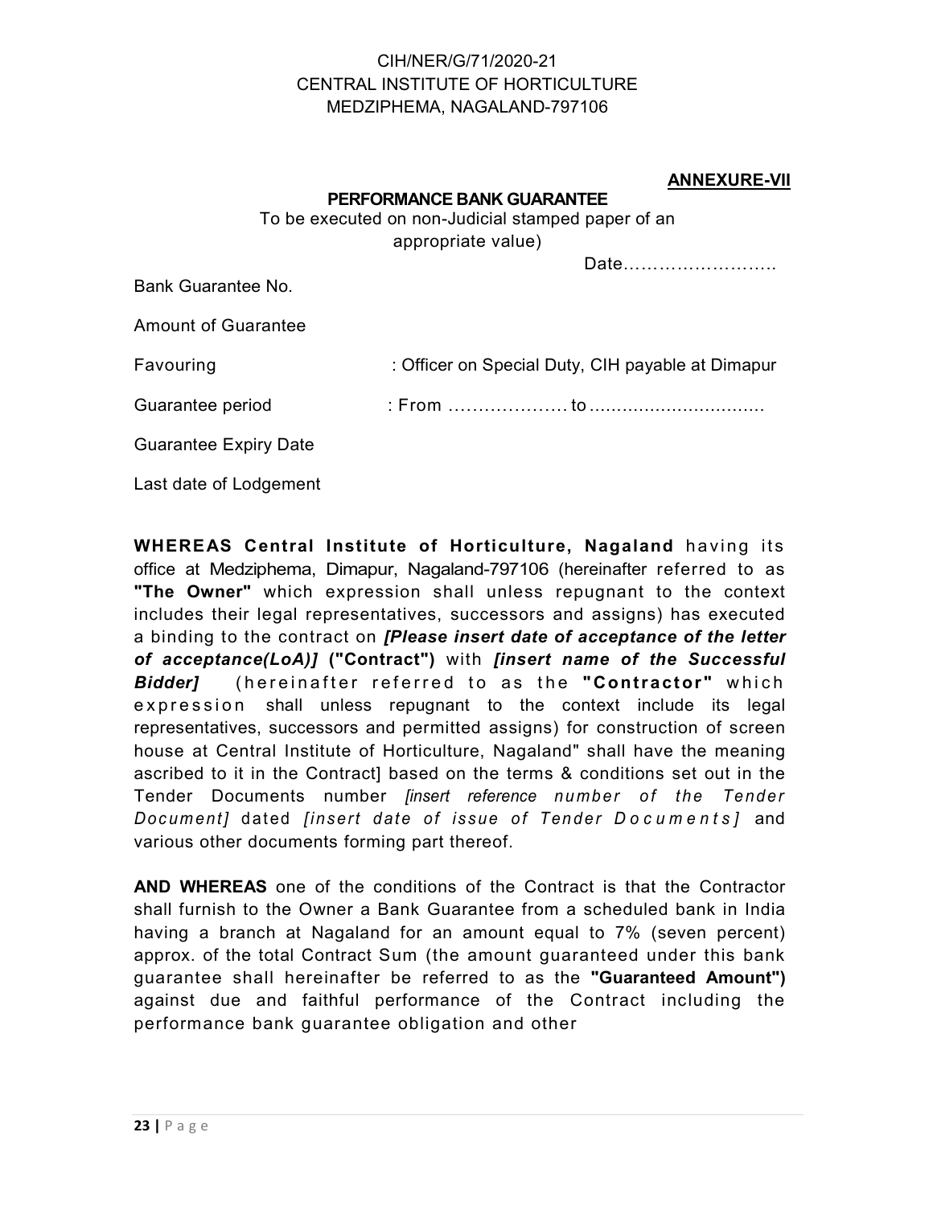CIH/NER/G/71/2020-21
CENTRAL INSTITUTE OF HORTICULTURE
MEDZIPHEMA, NAGALAND-797106

**ANNEXURE-VII**

**PERFORMANCE BANK GUARANTEE**

To be executed on non-Judicial stamped paper of an appropriate value)

Date……………………..

Bank Guarantee No.

Amount of Guarantee

Favouring : Officer on Special Duty, CIH payable at Dimapur

Guarantee period : From ………………… to ................................

Guarantee Expiry Date

Last date of Lodgement

**WHEREAS Central Institute of Horticulture, Nagaland** having its office at Medziphema, Dimapur, Nagaland-797106 (hereinafter referred to as **"The Owner"** which expression shall unless repugnant to the context includes their legal representatives, successors and assigns) has executed a binding to the contract on ***[Please insert date of acceptance of the letter of acceptance(LoA)]*** **("Contract")** with ***[insert name of the Successful Bidder]*** (hereinafter referred to as the **"Contractor"** which expression shall unless repugnant to the context include its legal representatives, successors and permitted assigns) for construction of screen house at Central Institute of Horticulture, Nagaland" shall have the meaning ascribed to it in the Contract] based on the terms & conditions set out in the Tender Documents number *[insert reference number of the Tender Document]* dated *[insert date of issue of Tender Documents]* and various other documents forming part thereof.

**AND WHEREAS** one of the conditions of the Contract is that the Contractor shall furnish to the Owner a Bank Guarantee from a scheduled bank in India having a branch at Nagaland for an amount equal to 7% (seven percent) approx. of the total Contract Sum (the amount guaranteed under this bank guarantee shall hereinafter be referred to as the **"Guaranteed Amount")** against due and faithful performance of the Contract including the performance bank guarantee obligation and other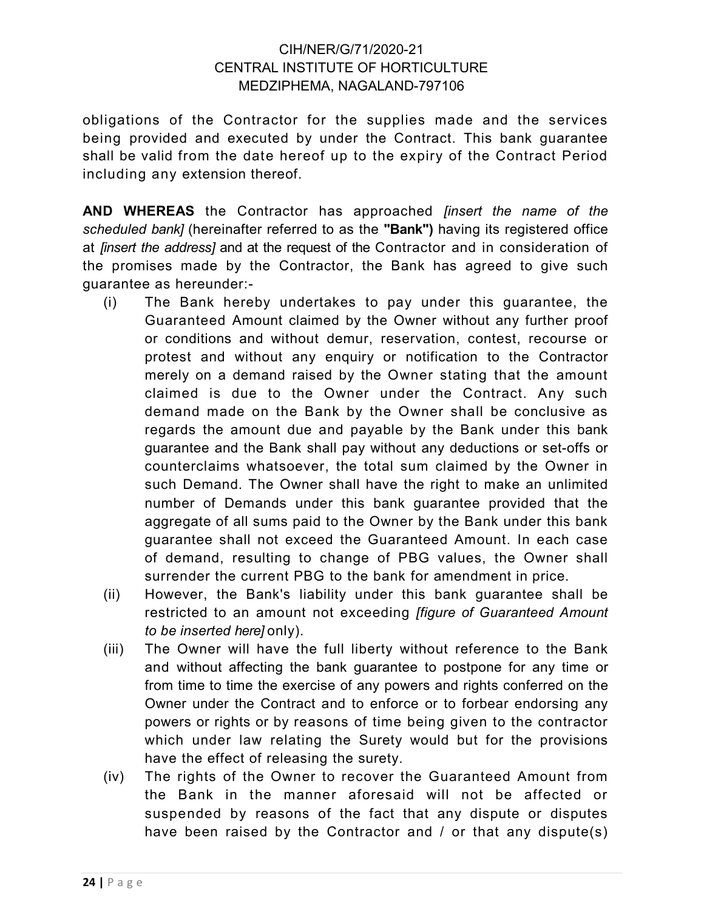obligations of the Contractor for the supplies made and the services being provided and executed by under the Contract. This bank guarantee shall be valid from the date hereof up to the expiry of the Contract Period including any extension thereof.

**AND WHEREAS** the Contractor has approached *[insert the name of the scheduled bank]* (hereinafter referred to as the **"Bank")** having its registered office at *[insert the address]* and at the request of the Contractor and in consideration of the promises made by the Contractor, the Bank has agreed to give such guarantee as hereunder:-

(i) The Bank hereby undertakes to pay under this guarantee, the Guaranteed Amount claimed by the Owner without any further proof or conditions and without demur, reservation, contest, recourse or protest and without any enquiry or notification to the Contractor merely on a demand raised by the Owner stating that the amount claimed is due to the Owner under the Contract. Any such demand made on the Bank by the Owner shall be conclusive as regards the amount due and payable by the Bank under this bank guarantee and the Bank shall pay without any deductions or set-offs or counterclaims whatsoever, the total sum claimed by the Owner in such Demand. The Owner shall have the right to make an unlimited number of Demands under this bank guarantee provided that the aggregate of all sums paid to the Owner by the Bank under this bank guarantee shall not exceed the Guaranteed Amount. In each case of demand, resulting to change of PBG values, the Owner shall surrender the current PBG to the bank for amendment in price.

(ii) However, the Bank's liability under this bank guarantee shall be restricted to an amount not exceeding *[figure of Guaranteed Amount to be inserted here]* only).

(iii) The Owner will have the full liberty without reference to the Bank and without affecting the bank guarantee to postpone for any time or from time to time the exercise of any powers and rights conferred on the Owner under the Contract and to enforce or to forbear endorsing any powers or rights or by reasons of time being given to the contractor which under law relating the Surety would but for the provisions have the effect of releasing the surety.

(iv) The rights of the Owner to recover the Guaranteed Amount from the Bank in the manner aforesaid will not be affected or suspended by reasons of the fact that any dispute or disputes have been raised by the Contractor and / or that any dispute(s)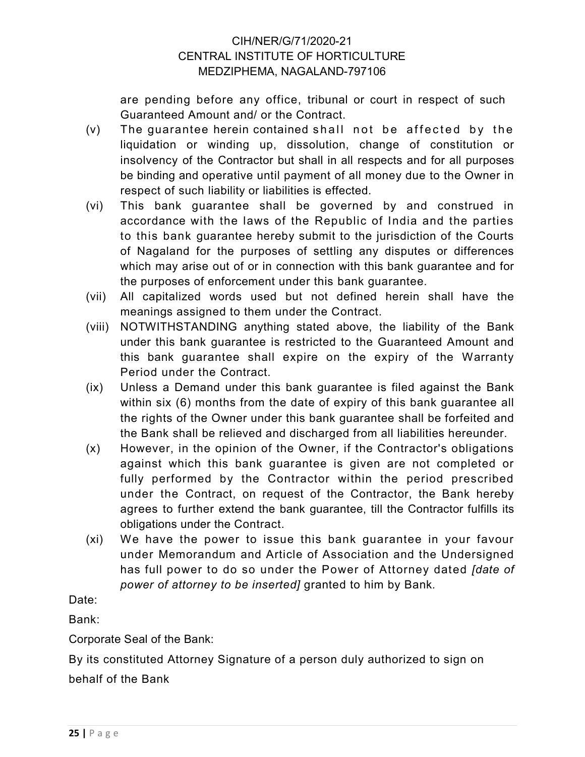are pending before any office, tribunal or court in respect of such Guaranteed Amount and/ or the Contract.

(v) The guarantee herein contained shall not be affected by the liquidation or winding up, dissolution, change of constitution or insolvency of the Contractor but shall in all respects and for all purposes be binding and operative until payment of all money due to the Owner in respect of such liability or liabilities is effected.

(vi) This bank guarantee shall be governed by and construed in accordance with the laws of the Republic of India and the parties to this bank guarantee hereby submit to the jurisdiction of the Courts of Nagaland for the purposes of settling any disputes or differences which may arise out of or in connection with this bank guarantee and for the purposes of enforcement under this bank guarantee.

(vii) All capitalized words used but not defined herein shall have the meanings assigned to them under the Contract.

(viii) NOTWITHSTANDING anything stated above, the liability of the Bank under this bank guarantee is restricted to the Guaranteed Amount and this bank guarantee shall expire on the expiry of the Warranty Period under the Contract.

(ix) Unless a Demand under this bank guarantee is filed against the Bank within six (6) months from the date of expiry of this bank guarantee all the rights of the Owner under this bank guarantee shall be forfeited and the Bank shall be relieved and discharged from all liabilities hereunder.

(x) However, in the opinion of the Owner, if the Contractor's obligations against which this bank guarantee is given are not completed or fully performed by the Contractor within the period prescribed under the Contract, on request of the Contractor, the Bank hereby agrees to further extend the bank guarantee, till the Contractor fulfills its obligations under the Contract.

(xi) We have the power to issue this bank guarantee in your favour under Memorandum and Article of Association and the Undersigned has full power to do so under the Power of Attorney dated *[date of power of attorney to be inserted]* granted to him by Bank.

Date:

Bank:

Corporate Seal of the Bank:

By its constituted Attorney Signature of a person duly authorized to sign on behalf of the Bank